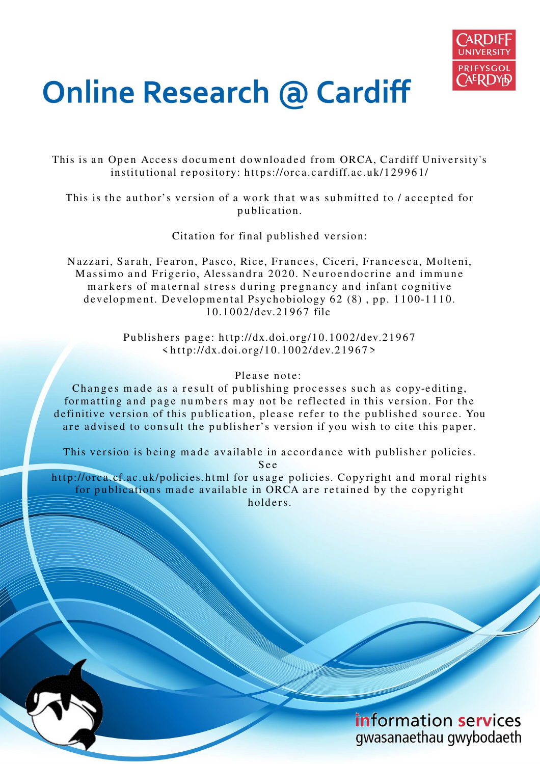# Online Research @ Cardiff

This is an Open Access document downloaded from ORCA, Cardiff University's institutional repository: https://orca.cardiff.ac.uk/129961/

This is the author's version of a work that was submitted to / accepted for publication.

Citation for final published version:

Nazzari, Sarah, Fearon, Pasco, Rice, Frances, Ciceri, Francesca, Molteni, Massimo and Frigerio, Alessandra 2020. Neuroendocrine and immune markers of maternal stress during pregnancy and infant cognitive development. Developmental Psychobiology 62 (8) , pp. 1100-1110. 10.1002/dev.21967 file

Publishers page: http://dx.doi.org/10.1002/dev.21967 <http://dx.doi.org/10.1002/dev.21967>

Please note:
Changes made as a result of publishing processes such as copy-editing, formatting and page numbers may not be reflected in this version. For the definitive version of this publication, please refer to the published source. You are advised to consult the publisher's version if you wish to cite this paper.

This version is being made available in accordance with publisher policies. See http://orca.cf.ac.uk/policies.html for usage policies. Copyright and moral rights for publications made available in ORCA are retained by the copyright holders.

information services
gwasanaethau gwybodaeth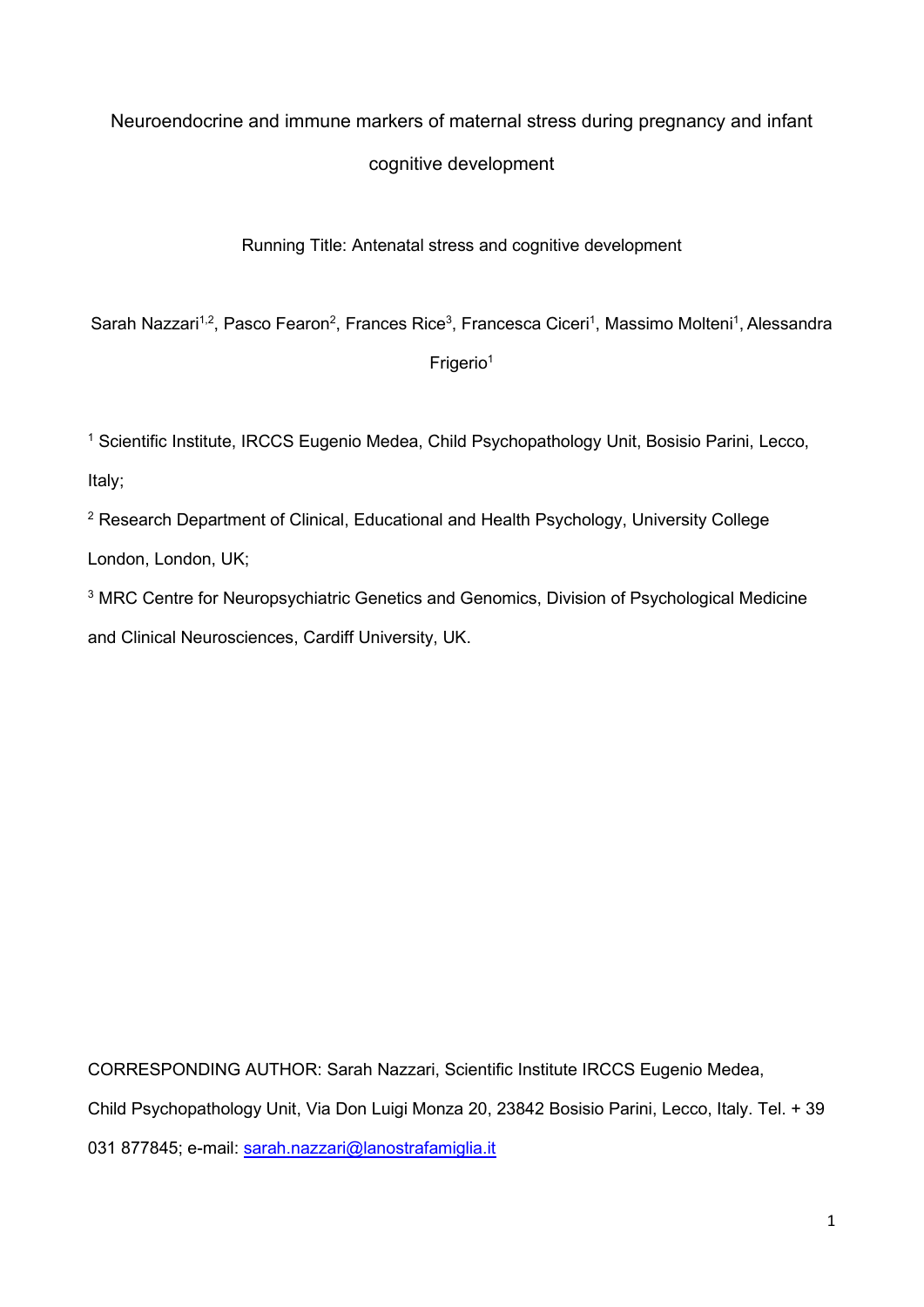Neuroendocrine and immune markers of maternal stress during pregnancy and infant cognitive development

Running Title: Antenatal stress and cognitive development

Sarah Nazzari[1,2], Pasco Fearon[2], Frances Rice[3], Francesca Ciceri[1], Massimo Molteni[1], Alessandra Frigerio[1]

[1] Scientific Institute, IRCCS Eugenio Medea, Child Psychopathology Unit, Bosisio Parini, Lecco, Italy;

[2] Research Department of Clinical, Educational and Health Psychology, University College London, London, UK;

[3] MRC Centre for Neuropsychiatric Genetics and Genomics, Division of Psychological Medicine and Clinical Neurosciences, Cardiff University, UK.

CORRESPONDING AUTHOR: Sarah Nazzari, Scientific Institute IRCCS Eugenio Medea, Child Psychopathology Unit, Via Don Luigi Monza 20, 23842 Bosisio Parini, Lecco, Italy. Tel. + 39 031 877845; e-mail: sarah.nazzari@lanostrafamiglia.it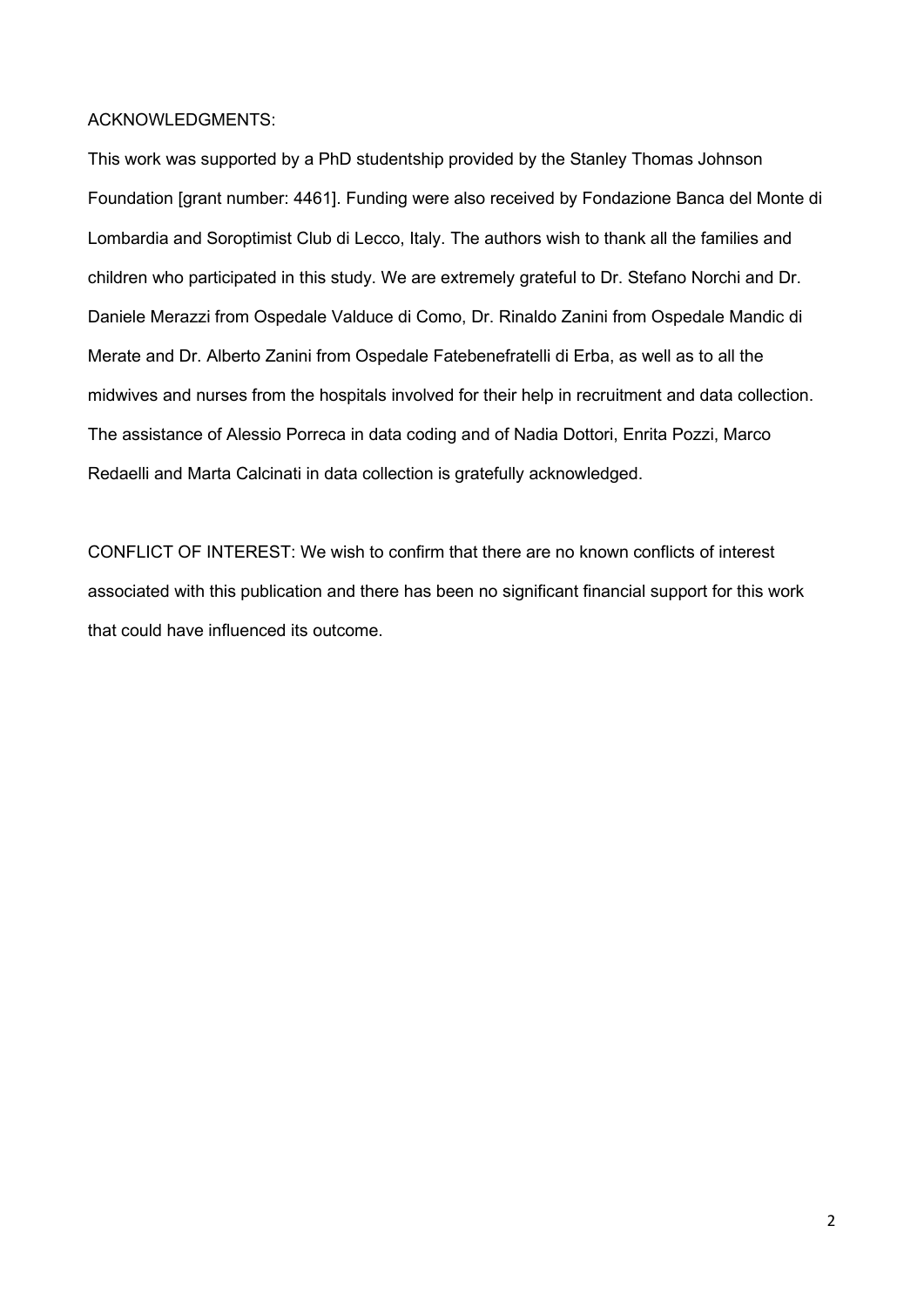ACKNOWLEDGMENTS:

This work was supported by a PhD studentship provided by the Stanley Thomas Johnson Foundation [grant number: 4461]. Funding were also received by Fondazione Banca del Monte di Lombardia and Soroptimist Club di Lecco, Italy. The authors wish to thank all the families and children who participated in this study. We are extremely grateful to Dr. Stefano Norchi and Dr. Daniele Merazzi from Ospedale Valduce di Como, Dr. Rinaldo Zanini from Ospedale Mandic di Merate and Dr. Alberto Zanini from Ospedale Fatebenefratelli di Erba, as well as to all the midwives and nurses from the hospitals involved for their help in recruitment and data collection. The assistance of Alessio Porreca in data coding and of Nadia Dottori, Enrita Pozzi, Marco Redaelli and Marta Calcinati in data collection is gratefully acknowledged.

CONFLICT OF INTEREST: We wish to confirm that there are no known conflicts of interest associated with this publication and there has been no significant financial support for this work that could have influenced its outcome.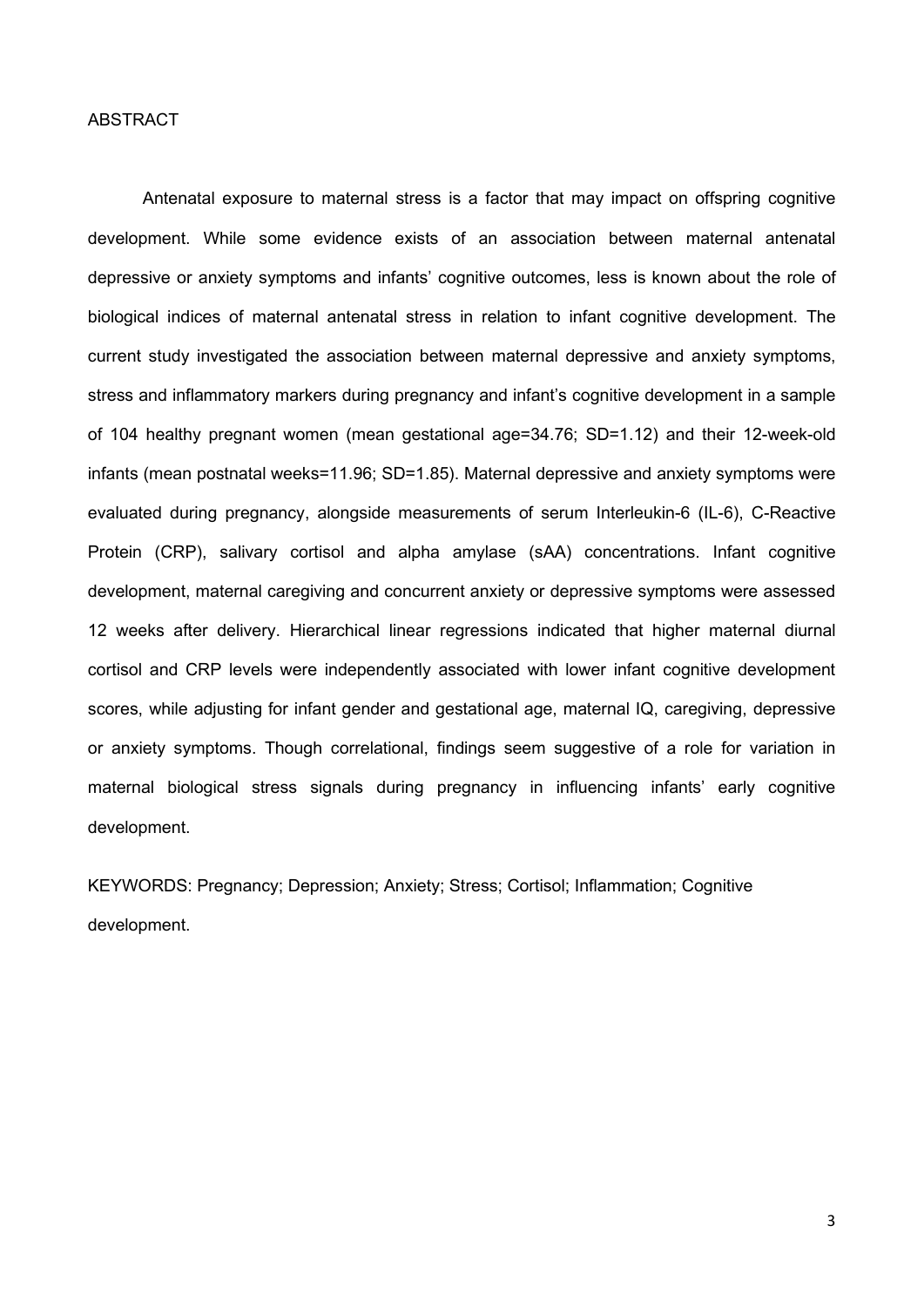## ABSTRACT

Antenatal exposure to maternal stress is a factor that may impact on offspring cognitive development. While some evidence exists of an association between maternal antenatal depressive or anxiety symptoms and infants' cognitive outcomes, less is known about the role of biological indices of maternal antenatal stress in relation to infant cognitive development. The current study investigated the association between maternal depressive and anxiety symptoms, stress and inflammatory markers during pregnancy and infant's cognitive development in a sample of 104 healthy pregnant women (mean gestational age=34.76; SD=1.12) and their 12-week-old infants (mean postnatal weeks=11.96; SD=1.85). Maternal depressive and anxiety symptoms were evaluated during pregnancy, alongside measurements of serum Interleukin-6 (IL-6), C-Reactive Protein (CRP), salivary cortisol and alpha amylase (sAA) concentrations. Infant cognitive development, maternal caregiving and concurrent anxiety or depressive symptoms were assessed 12 weeks after delivery. Hierarchical linear regressions indicated that higher maternal diurnal cortisol and CRP levels were independently associated with lower infant cognitive development scores, while adjusting for infant gender and gestational age, maternal IQ, caregiving, depressive or anxiety symptoms. Though correlational, findings seem suggestive of a role for variation in maternal biological stress signals during pregnancy in influencing infants' early cognitive development.

KEYWORDS: Pregnancy; Depression; Anxiety; Stress; Cortisol; Inflammation; Cognitive development.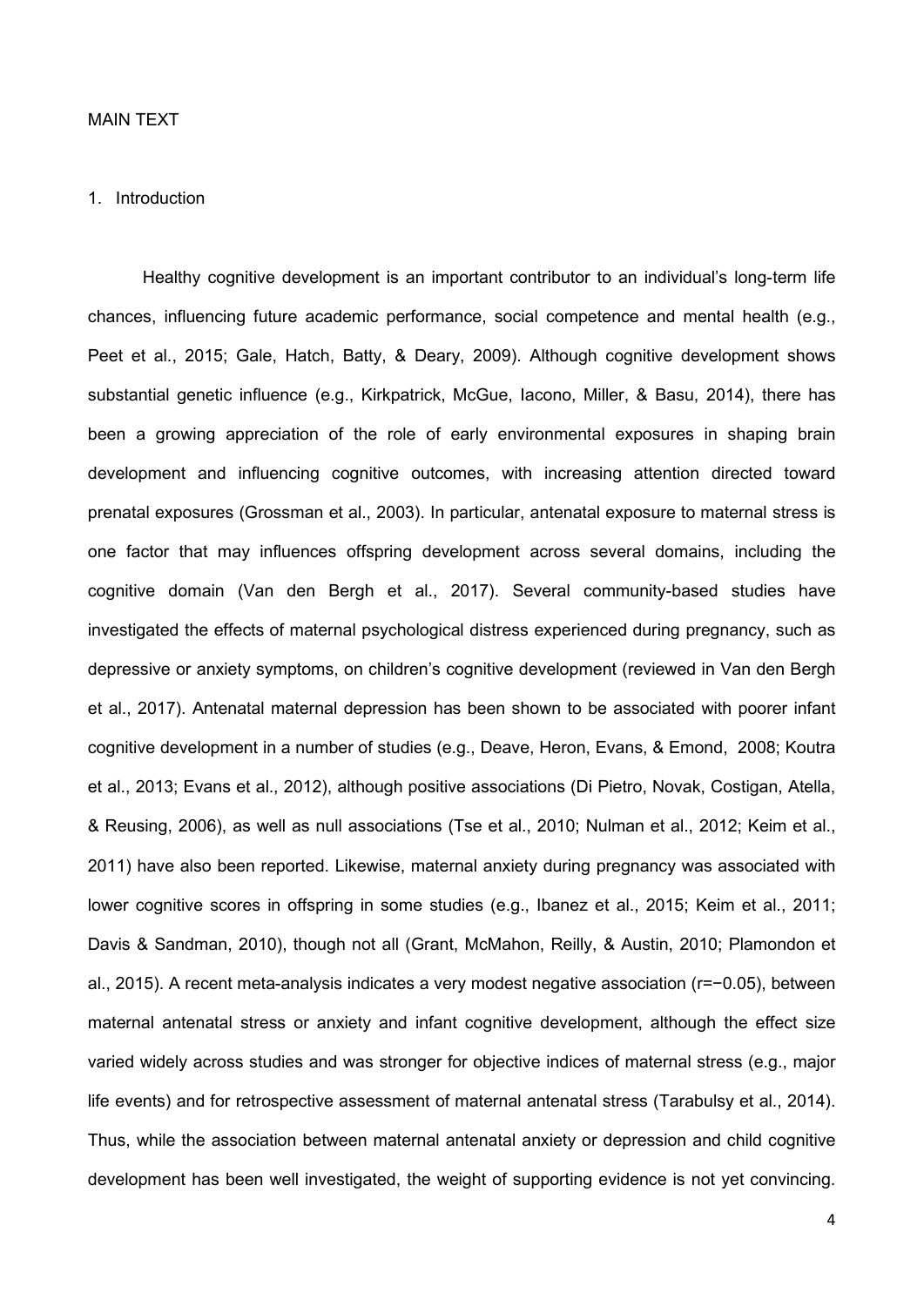MAIN TEXT

## 1. Introduction

Healthy cognitive development is an important contributor to an individual's long-term life chances, influencing future academic performance, social competence and mental health (e.g., Peet et al., 2015; Gale, Hatch, Batty, & Deary, 2009). Although cognitive development shows substantial genetic influence (e.g., Kirkpatrick, McGue, Iacono, Miller, & Basu, 2014), there has been a growing appreciation of the role of early environmental exposures in shaping brain development and influencing cognitive outcomes, with increasing attention directed toward prenatal exposures (Grossman et al., 2003). In particular, antenatal exposure to maternal stress is one factor that may influences offspring development across several domains, including the cognitive domain (Van den Bergh et al., 2017). Several community-based studies have investigated the effects of maternal psychological distress experienced during pregnancy, such as depressive or anxiety symptoms, on children's cognitive development (reviewed in Van den Bergh et al., 2017). Antenatal maternal depression has been shown to be associated with poorer infant cognitive development in a number of studies (e.g., Deave, Heron, Evans, & Emond, 2008; Koutra et al., 2013; Evans et al., 2012), although positive associations (Di Pietro, Novak, Costigan, Atella, & Reusing, 2006), as well as null associations (Tse et al., 2010; Nulman et al., 2012; Keim et al., 2011) have also been reported. Likewise, maternal anxiety during pregnancy was associated with lower cognitive scores in offspring in some studies (e.g., Ibanez et al., 2015; Keim et al., 2011; Davis & Sandman, 2010), though not all (Grant, McMahon, Reilly, & Austin, 2010; Plamondon et al., 2015). A recent meta-analysis indicates a very modest negative association ($r=-0.05$), between maternal antenatal stress or anxiety and infant cognitive development, although the effect size varied widely across studies and was stronger for objective indices of maternal stress (e.g., major life events) and for retrospective assessment of maternal antenatal stress (Tarabulsy et al., 2014). Thus, while the association between maternal antenatal anxiety or depression and child cognitive development has been well investigated, the weight of supporting evidence is not yet convincing.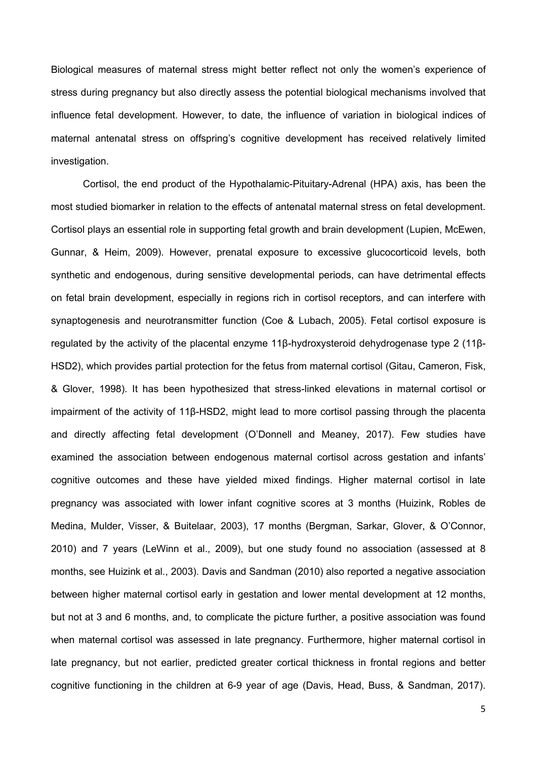Biological measures of maternal stress might better reflect not only the women's experience of stress during pregnancy but also directly assess the potential biological mechanisms involved that influence fetal development. However, to date, the influence of variation in biological indices of maternal antenatal stress on offspring's cognitive development has received relatively limited investigation.

Cortisol, the end product of the Hypothalamic-Pituitary-Adrenal (HPA) axis, has been the most studied biomarker in relation to the effects of antenatal maternal stress on fetal development. Cortisol plays an essential role in supporting fetal growth and brain development (Lupien, McEwen, Gunnar, & Heim, 2009). However, prenatal exposure to excessive glucocorticoid levels, both synthetic and endogenous, during sensitive developmental periods, can have detrimental effects on fetal brain development, especially in regions rich in cortisol receptors, and can interfere with synaptogenesis and neurotransmitter function (Coe & Lubach, 2005). Fetal cortisol exposure is regulated by the activity of the placental enzyme 11β-hydroxysteroid dehydrogenase type 2 (11β-HSD2), which provides partial protection for the fetus from maternal cortisol (Gitau, Cameron, Fisk, & Glover, 1998). It has been hypothesized that stress-linked elevations in maternal cortisol or impairment of the activity of 11β-HSD2, might lead to more cortisol passing through the placenta and directly affecting fetal development (O'Donnell and Meaney, 2017). Few studies have examined the association between endogenous maternal cortisol across gestation and infants' cognitive outcomes and these have yielded mixed findings. Higher maternal cortisol in late pregnancy was associated with lower infant cognitive scores at 3 months (Huizink, Robles de Medina, Mulder, Visser, & Buitelaar, 2003), 17 months (Bergman, Sarkar, Glover, & O'Connor, 2010) and 7 years (LeWinn et al., 2009), but one study found no association (assessed at 8 months, see Huizink et al., 2003). Davis and Sandman (2010) also reported a negative association between higher maternal cortisol early in gestation and lower mental development at 12 months, but not at 3 and 6 months, and, to complicate the picture further, a positive association was found when maternal cortisol was assessed in late pregnancy. Furthermore, higher maternal cortisol in late pregnancy, but not earlier, predicted greater cortical thickness in frontal regions and better cognitive functioning in the children at 6-9 year of age (Davis, Head, Buss, & Sandman, 2017).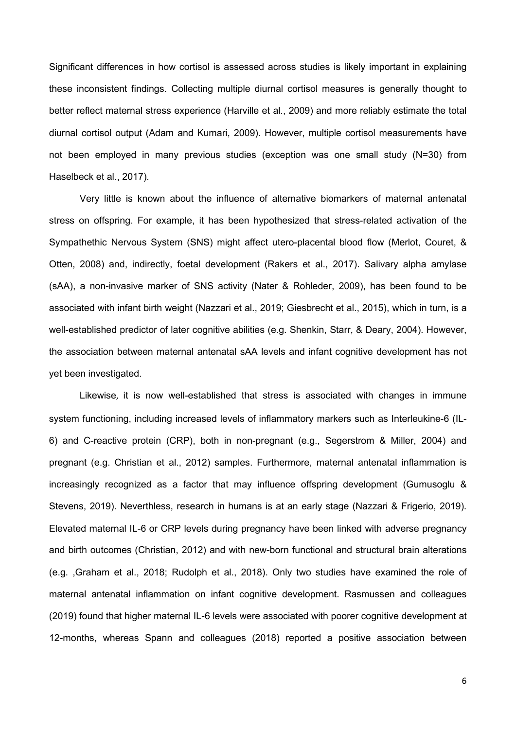Significant differences in how cortisol is assessed across studies is likely important in explaining these inconsistent findings. Collecting multiple diurnal cortisol measures is generally thought to better reflect maternal stress experience (Harville et al., 2009) and more reliably estimate the total diurnal cortisol output (Adam and Kumari, 2009). However, multiple cortisol measurements have not been employed in many previous studies (exception was one small study (N=30) from Haselbeck et al., 2017).

Very little is known about the influence of alternative biomarkers of maternal antenatal stress on offspring. For example, it has been hypothesized that stress-related activation of the Sympathethic Nervous System (SNS) might affect utero-placental blood flow (Merlot, Couret, & Otten, 2008) and, indirectly, foetal development (Rakers et al., 2017). Salivary alpha amylase (sAA), a non-invasive marker of SNS activity (Nater & Rohleder, 2009), has been found to be associated with infant birth weight (Nazzari et al., 2019; Giesbrecht et al., 2015), which in turn, is a well-established predictor of later cognitive abilities (e.g. Shenkin, Starr, & Deary, 2004). However, the association between maternal antenatal sAA levels and infant cognitive development has not yet been investigated.

Likewise, it is now well-established that stress is associated with changes in immune system functioning, including increased levels of inflammatory markers such as Interleukine-6 (IL-6) and C-reactive protein (CRP), both in non-pregnant (e.g., Segerstrom & Miller, 2004) and pregnant (e.g. Christian et al., 2012) samples. Furthermore, maternal antenatal inflammation is increasingly recognized as a factor that may influence offspring development (Gumusoglu & Stevens, 2019). Neverthless, research in humans is at an early stage (Nazzari & Frigerio, 2019). Elevated maternal IL-6 or CRP levels during pregnancy have been linked with adverse pregnancy and birth outcomes (Christian, 2012) and with new-born functional and structural brain alterations (e.g. ,Graham et al., 2018; Rudolph et al., 2018). Only two studies have examined the role of maternal antenatal inflammation on infant cognitive development. Rasmussen and colleagues (2019) found that higher maternal IL-6 levels were associated with poorer cognitive development at 12-months, whereas Spann and colleagues (2018) reported a positive association between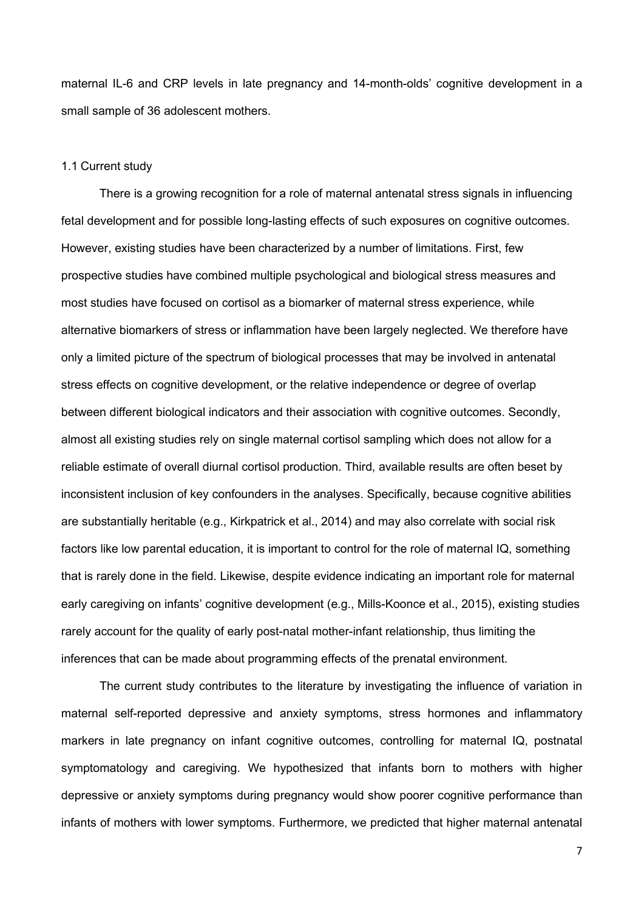maternal IL-6 and CRP levels in late pregnancy and 14-month-olds' cognitive development in a small sample of 36 adolescent mothers.

### 1.1 Current study

There is a growing recognition for a role of maternal antenatal stress signals in influencing fetal development and for possible long-lasting effects of such exposures on cognitive outcomes. However, existing studies have been characterized by a number of limitations. First, few prospective studies have combined multiple psychological and biological stress measures and most studies have focused on cortisol as a biomarker of maternal stress experience, while alternative biomarkers of stress or inflammation have been largely neglected. We therefore have only a limited picture of the spectrum of biological processes that may be involved in antenatal stress effects on cognitive development, or the relative independence or degree of overlap between different biological indicators and their association with cognitive outcomes. Secondly, almost all existing studies rely on single maternal cortisol sampling which does not allow for a reliable estimate of overall diurnal cortisol production. Third, available results are often beset by inconsistent inclusion of key confounders in the analyses. Specifically, because cognitive abilities are substantially heritable (e.g., Kirkpatrick et al., 2014) and may also correlate with social risk factors like low parental education, it is important to control for the role of maternal IQ, something that is rarely done in the field. Likewise, despite evidence indicating an important role for maternal early caregiving on infants' cognitive development (e.g., Mills-Koonce et al., 2015), existing studies rarely account for the quality of early post-natal mother-infant relationship, thus limiting the inferences that can be made about programming effects of the prenatal environment.

The current study contributes to the literature by investigating the influence of variation in maternal self-reported depressive and anxiety symptoms, stress hormones and inflammatory markers in late pregnancy on infant cognitive outcomes, controlling for maternal IQ, postnatal symptomatology and caregiving. We hypothesized that infants born to mothers with higher depressive or anxiety symptoms during pregnancy would show poorer cognitive performance than infants of mothers with lower symptoms. Furthermore, we predicted that higher maternal antenatal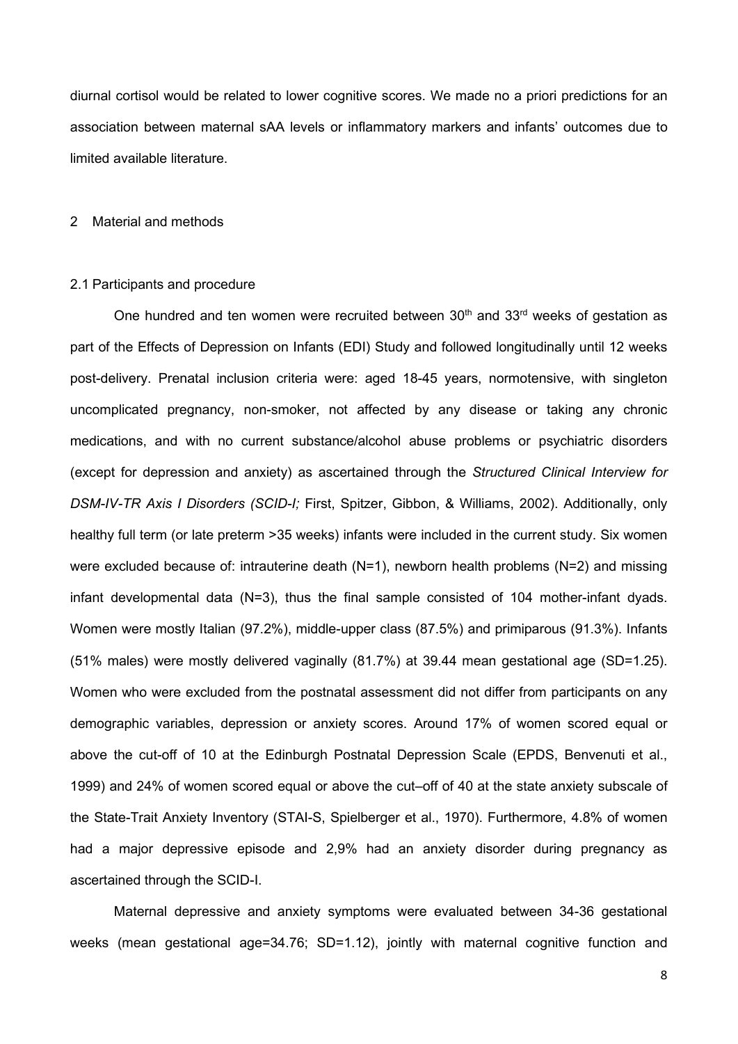diurnal cortisol would be related to lower cognitive scores. We made no a priori predictions for an association between maternal sAA levels or inflammatory markers and infants' outcomes due to limited available literature.

## 2 Material and methods

### 2.1 Participants and procedure

One hundred and ten women were recruited between 30th and 33rd weeks of gestation as part of the Effects of Depression on Infants (EDI) Study and followed longitudinally until 12 weeks post-delivery. Prenatal inclusion criteria were: aged 18-45 years, normotensive, with singleton uncomplicated pregnancy, non-smoker, not affected by any disease or taking any chronic medications, and with no current substance/alcohol abuse problems or psychiatric disorders (except for depression and anxiety) as ascertained through the *Structured Clinical Interview for DSM-IV-TR Axis I Disorders (SCID-I;* First, Spitzer, Gibbon, & Williams, 2002). Additionally, only healthy full term (or late preterm >35 weeks) infants were included in the current study. Six women were excluded because of: intrauterine death (N=1), newborn health problems (N=2) and missing infant developmental data (N=3), thus the final sample consisted of 104 mother-infant dyads. Women were mostly Italian (97.2%), middle-upper class (87.5%) and primiparous (91.3%). Infants (51% males) were mostly delivered vaginally (81.7%) at 39.44 mean gestational age (SD=1.25). Women who were excluded from the postnatal assessment did not differ from participants on any demographic variables, depression or anxiety scores. Around 17% of women scored equal or above the cut-off of 10 at the Edinburgh Postnatal Depression Scale (EPDS, Benvenuti et al., 1999) and 24% of women scored equal or above the cut–off of 40 at the state anxiety subscale of the State-Trait Anxiety Inventory (STAI-S, Spielberger et al., 1970). Furthermore, 4.8% of women had a major depressive episode and 2,9% had an anxiety disorder during pregnancy as ascertained through the SCID-I.

Maternal depressive and anxiety symptoms were evaluated between 34-36 gestational weeks (mean gestational age=34.76; SD=1.12), jointly with maternal cognitive function and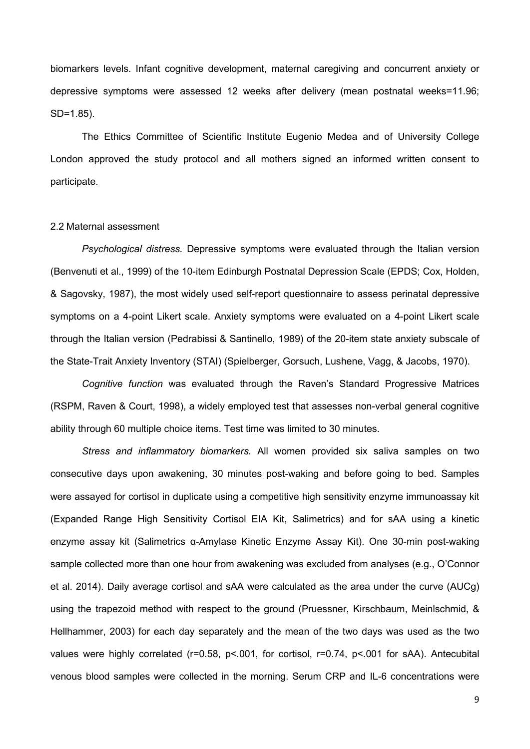biomarkers levels. Infant cognitive development, maternal caregiving and concurrent anxiety or depressive symptoms were assessed 12 weeks after delivery (mean postnatal weeks=11.96; SD=1.85).

The Ethics Committee of Scientific Institute Eugenio Medea and of University College London approved the study protocol and all mothers signed an informed written consent to participate.

### 2.2 Maternal assessment

*Psychological distress.* Depressive symptoms were evaluated through the Italian version (Benvenuti et al., 1999) of the 10-item Edinburgh Postnatal Depression Scale (EPDS; Cox, Holden, & Sagovsky, 1987), the most widely used self-report questionnaire to assess perinatal depressive symptoms on a 4-point Likert scale. Anxiety symptoms were evaluated on a 4-point Likert scale through the Italian version (Pedrabissi & Santinello, 1989) of the 20-item state anxiety subscale of the State-Trait Anxiety Inventory (STAI) (Spielberger, Gorsuch, Lushene, Vagg, & Jacobs, 1970).

*Cognitive function* was evaluated through the Raven's Standard Progressive Matrices (RSPM, Raven & Court, 1998), a widely employed test that assesses non-verbal general cognitive ability through 60 multiple choice items. Test time was limited to 30 minutes.

*Stress and inflammatory biomarkers.* All women provided six saliva samples on two consecutive days upon awakening, 30 minutes post-waking and before going to bed. Samples were assayed for cortisol in duplicate using a competitive high sensitivity enzyme immunoassay kit (Expanded Range High Sensitivity Cortisol EIA Kit, Salimetrics) and for sAA using a kinetic enzyme assay kit (Salimetrics α-Amylase Kinetic Enzyme Assay Kit). One 30-min post-waking sample collected more than one hour from awakening was excluded from analyses (e.g., O'Connor et al. 2014). Daily average cortisol and sAA were calculated as the area under the curve (AUCg) using the trapezoid method with respect to the ground (Pruessner, Kirschbaum, Meinlschmid, & Hellhammer, 2003) for each day separately and the mean of the two days was used as the two values were highly correlated ($r=0.58$, $p<.001$, for cortisol, $r=0.74$, $p<.001$ for sAA). Antecubital venous blood samples were collected in the morning. Serum CRP and IL-6 concentrations were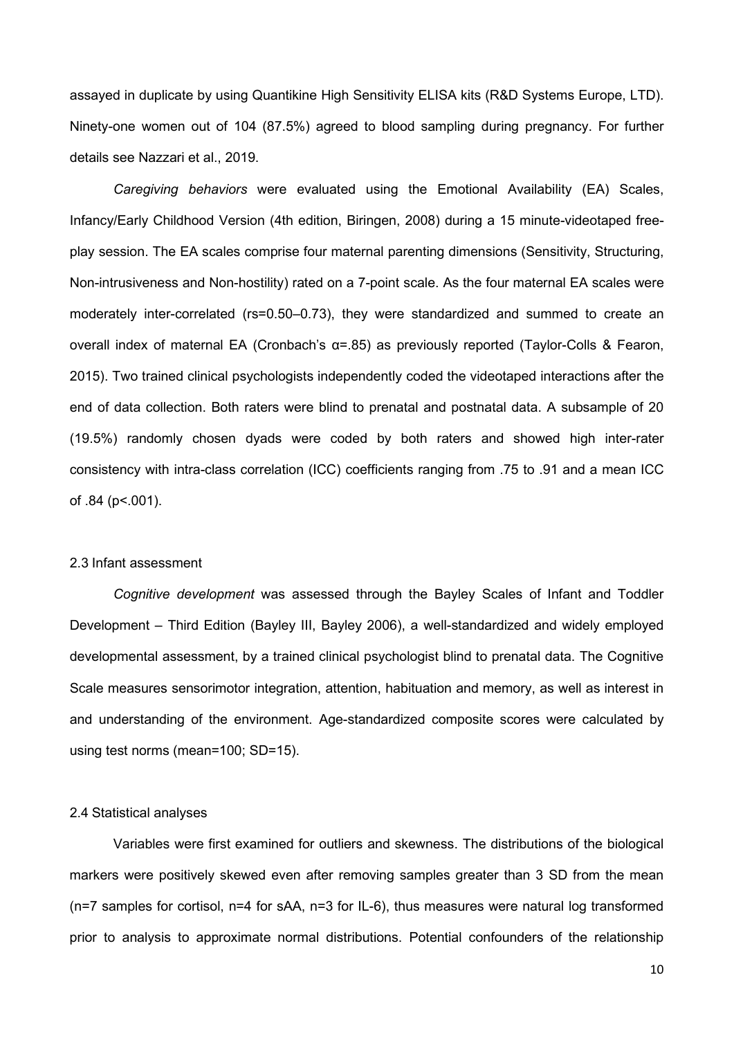assayed in duplicate by using Quantikine High Sensitivity ELISA kits (R&D Systems Europe, LTD). Ninety-one women out of 104 (87.5%) agreed to blood sampling during pregnancy. For further details see Nazzari et al., 2019.

*Caregiving behaviors* were evaluated using the Emotional Availability (EA) Scales, Infancy/Early Childhood Version (4th edition, Biringen, 2008) during a 15 minute-videotaped free-play session. The EA scales comprise four maternal parenting dimensions (Sensitivity, Structuring, Non-intrusiveness and Non-hostility) rated on a 7-point scale. As the four maternal EA scales were moderately inter-correlated (rs=0.50–0.73), they were standardized and summed to create an overall index of maternal EA (Cronbach's $\alpha$=.85) as previously reported (Taylor-Colls & Fearon, 2015). Two trained clinical psychologists independently coded the videotaped interactions after the end of data collection. Both raters were blind to prenatal and postnatal data. A subsample of 20 (19.5%) randomly chosen dyads were coded by both raters and showed high inter-rater consistency with intra-class correlation (ICC) coefficients ranging from .75 to .91 and a mean ICC of .84 ($p$<.001).

### 2.3 Infant assessment

*Cognitive development* was assessed through the Bayley Scales of Infant and Toddler Development – Third Edition (Bayley III, Bayley 2006), a well-standardized and widely employed developmental assessment, by a trained clinical psychologist blind to prenatal data. The Cognitive Scale measures sensorimotor integration, attention, habituation and memory, as well as interest in and understanding of the environment. Age-standardized composite scores were calculated by using test norms (mean=100; SD=15).

### 2.4 Statistical analyses

Variables were first examined for outliers and skewness. The distributions of the biological markers were positively skewed even after removing samples greater than 3 SD from the mean (n=7 samples for cortisol, n=4 for sAA, n=3 for IL-6), thus measures were natural log transformed prior to analysis to approximate normal distributions. Potential confounders of the relationship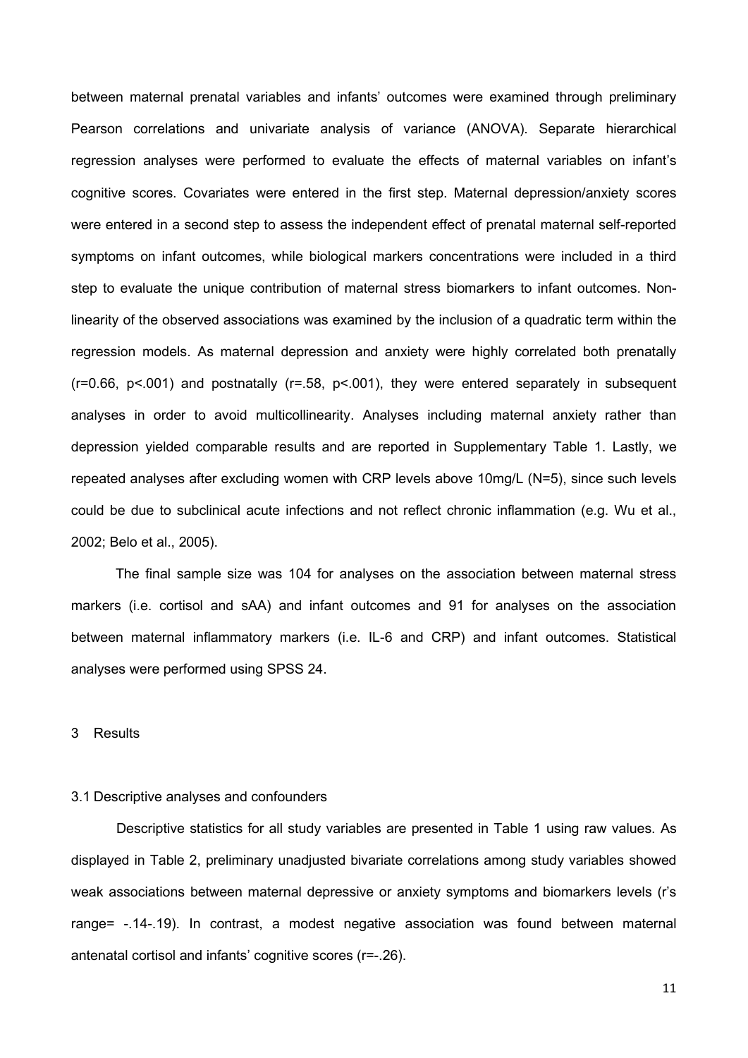between maternal prenatal variables and infants' outcomes were examined through preliminary Pearson correlations and univariate analysis of variance (ANOVA). Separate hierarchical regression analyses were performed to evaluate the effects of maternal variables on infant's cognitive scores. Covariates were entered in the first step. Maternal depression/anxiety scores were entered in a second step to assess the independent effect of prenatal maternal self-reported symptoms on infant outcomes, while biological markers concentrations were included in a third step to evaluate the unique contribution of maternal stress biomarkers to infant outcomes. Non-linearity of the observed associations was examined by the inclusion of a quadratic term within the regression models. As maternal depression and anxiety were highly correlated both prenatally ($r=0.66$, $p<.001$) and postnatally ($r=.58$, $p<.001$), they were entered separately in subsequent analyses in order to avoid multicollinearity. Analyses including maternal anxiety rather than depression yielded comparable results and are reported in Supplementary Table 1. Lastly, we repeated analyses after excluding women with CRP levels above 10mg/L (N=5), since such levels could be due to subclinical acute infections and not reflect chronic inflammation (e.g. Wu et al., 2002; Belo et al., 2005).

The final sample size was 104 for analyses on the association between maternal stress markers (i.e. cortisol and sAA) and infant outcomes and 91 for analyses on the association between maternal inflammatory markers (i.e. IL-6 and CRP) and infant outcomes. Statistical analyses were performed using SPSS 24.

# 3 Results

## 3.1 Descriptive analyses and confounders

Descriptive statistics for all study variables are presented in Table 1 using raw values. As displayed in Table 2, preliminary unadjusted bivariate correlations among study variables showed weak associations between maternal depressive or anxiety symptoms and biomarkers levels (r's range= -.14-.19). In contrast, a modest negative association was found between maternal antenatal cortisol and infants' cognitive scores ($r=-.26$).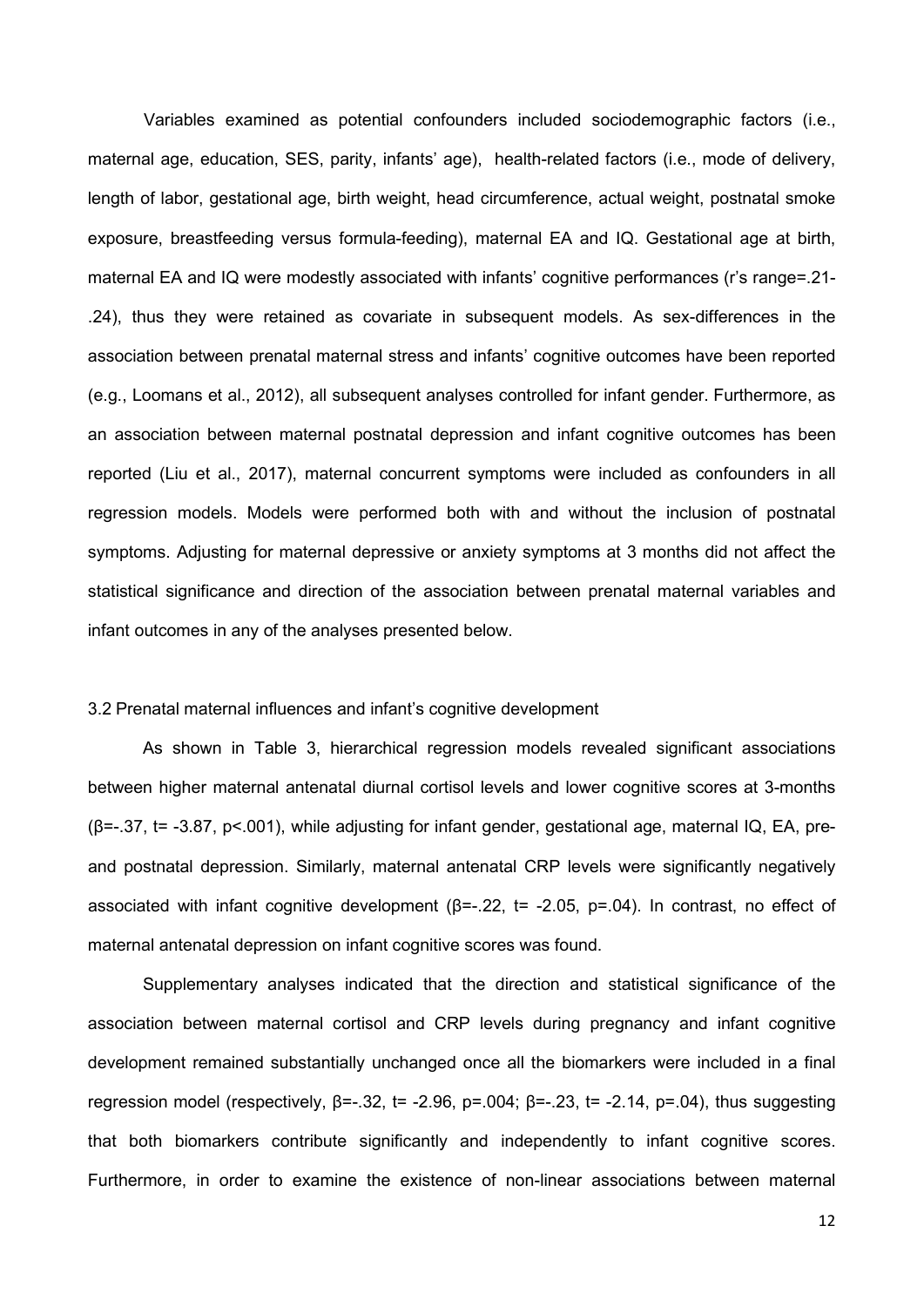Variables examined as potential confounders included sociodemographic factors (i.e., maternal age, education, SES, parity, infants' age), health-related factors (i.e., mode of delivery, length of labor, gestational age, birth weight, head circumference, actual weight, postnatal smoke exposure, breastfeeding versus formula-feeding), maternal EA and IQ. Gestational age at birth, maternal EA and IQ were modestly associated with infants' cognitive performances (r's range=.21-.24), thus they were retained as covariate in subsequent models. As sex-differences in the association between prenatal maternal stress and infants' cognitive outcomes have been reported (e.g., Loomans et al., 2012), all subsequent analyses controlled for infant gender. Furthermore, as an association between maternal postnatal depression and infant cognitive outcomes has been reported (Liu et al., 2017), maternal concurrent symptoms were included as confounders in all regression models. Models were performed both with and without the inclusion of postnatal symptoms. Adjusting for maternal depressive or anxiety symptoms at 3 months did not affect the statistical significance and direction of the association between prenatal maternal variables and infant outcomes in any of the analyses presented below.

### 3.2 Prenatal maternal influences and infant's cognitive development

As shown in Table 3, hierarchical regression models revealed significant associations between higher maternal antenatal diurnal cortisol levels and lower cognitive scores at 3-months ($\beta$=-.37, t= -3.87, p<.001), while adjusting for infant gender, gestational age, maternal IQ, EA, pre- and postnatal depression. Similarly, maternal antenatal CRP levels were significantly negatively associated with infant cognitive development ($\beta$=-.22, t= -2.05, p=.04). In contrast, no effect of maternal antenatal depression on infant cognitive scores was found.

Supplementary analyses indicated that the direction and statistical significance of the association between maternal cortisol and CRP levels during pregnancy and infant cognitive development remained substantially unchanged once all the biomarkers were included in a final regression model (respectively, $\beta$=-.32, t= -2.96, p=.004; $\beta$=-.23, t= -2.14, p=.04), thus suggesting that both biomarkers contribute significantly and independently to infant cognitive scores. Furthermore, in order to examine the existence of non-linear associations between maternal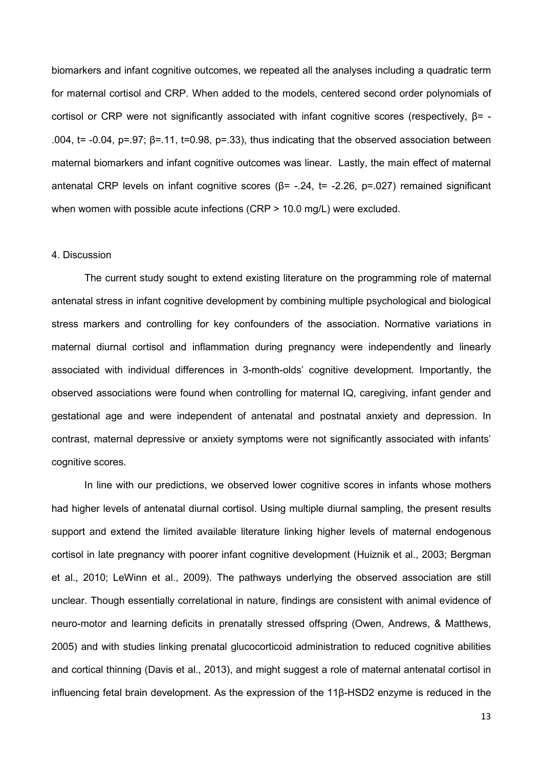biomarkers and infant cognitive outcomes, we repeated all the analyses including a quadratic term for maternal cortisol and CRP. When added to the models, centered second order polynomials of cortisol or CRP were not significantly associated with infant cognitive scores (respectively, $\beta = -.004$, $t = -0.04$, $p = .97$; $\beta = .11$, $t = 0.98$, $p = .33$), thus indicating that the observed association between maternal biomarkers and infant cognitive outcomes was linear. Lastly, the main effect of maternal antenatal CRP levels on infant cognitive scores ($\beta = -.24$, $t = -2.26$, $p = .027$) remained significant when women with possible acute infections (CRP > 10.0 mg/L) were excluded.

## 4. Discussion

The current study sought to extend existing literature on the programming role of maternal antenatal stress in infant cognitive development by combining multiple psychological and biological stress markers and controlling for key confounders of the association. Normative variations in maternal diurnal cortisol and inflammation during pregnancy were independently and linearly associated with individual differences in 3-month-olds' cognitive development. Importantly, the observed associations were found when controlling for maternal IQ, caregiving, infant gender and gestational age and were independent of antenatal and postnatal anxiety and depression. In contrast, maternal depressive or anxiety symptoms were not significantly associated with infants' cognitive scores.

In line with our predictions, we observed lower cognitive scores in infants whose mothers had higher levels of antenatal diurnal cortisol. Using multiple diurnal sampling, the present results support and extend the limited available literature linking higher levels of maternal endogenous cortisol in late pregnancy with poorer infant cognitive development (Huiznik et al., 2003; Bergman et al., 2010; LeWinn et al., 2009). The pathways underlying the observed association are still unclear. Though essentially correlational in nature, findings are consistent with animal evidence of neuro-motor and learning deficits in prenatally stressed offspring (Owen, Andrews, & Matthews, 2005) and with studies linking prenatal glucocorticoid administration to reduced cognitive abilities and cortical thinning (Davis et al., 2013), and might suggest a role of maternal antenatal cortisol in influencing fetal brain development. As the expression of the 11β-HSD2 enzyme is reduced in the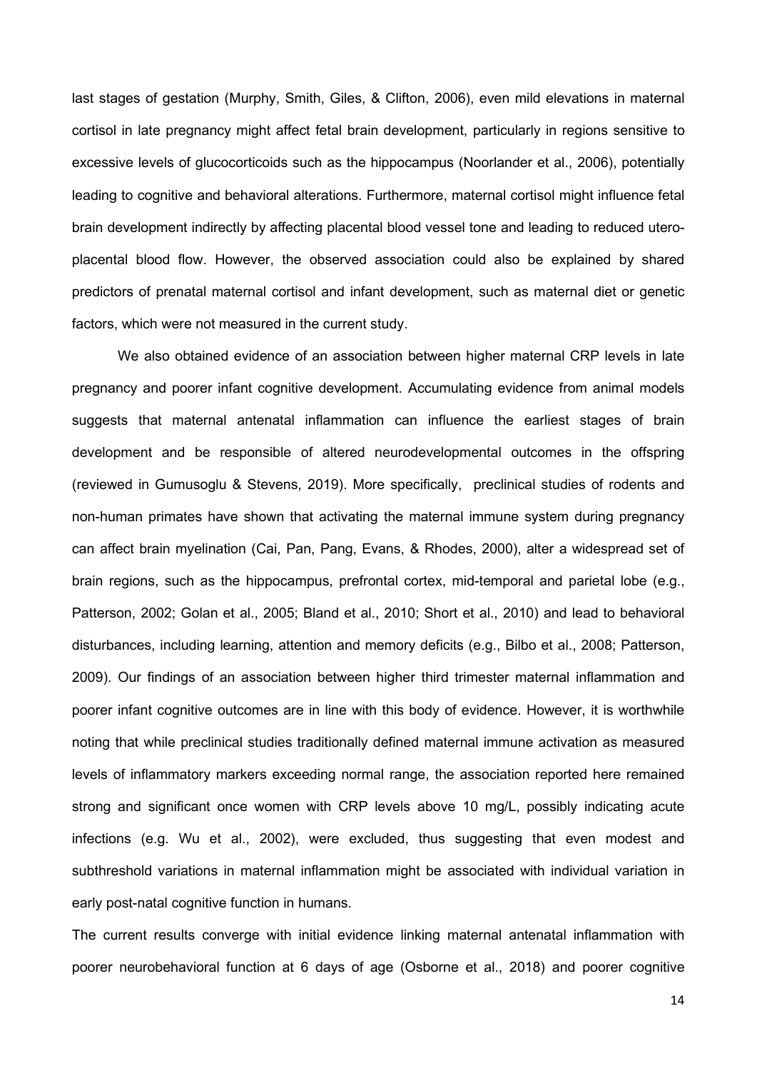last stages of gestation (Murphy, Smith, Giles, & Clifton, 2006), even mild elevations in maternal cortisol in late pregnancy might affect fetal brain development, particularly in regions sensitive to excessive levels of glucocorticoids such as the hippocampus (Noorlander et al., 2006), potentially leading to cognitive and behavioral alterations. Furthermore, maternal cortisol might influence fetal brain development indirectly by affecting placental blood vessel tone and leading to reduced utero-placental blood flow. However, the observed association could also be explained by shared predictors of prenatal maternal cortisol and infant development, such as maternal diet or genetic factors, which were not measured in the current study.

We also obtained evidence of an association between higher maternal CRP levels in late pregnancy and poorer infant cognitive development. Accumulating evidence from animal models suggests that maternal antenatal inflammation can influence the earliest stages of brain development and be responsible of altered neurodevelopmental outcomes in the offspring (reviewed in Gumusoglu & Stevens, 2019). More specifically, preclinical studies of rodents and non-human primates have shown that activating the maternal immune system during pregnancy can affect brain myelination (Cai, Pan, Pang, Evans, & Rhodes, 2000), alter a widespread set of brain regions, such as the hippocampus, prefrontal cortex, mid-temporal and parietal lobe (e.g., Patterson, 2002; Golan et al., 2005; Bland et al., 2010; Short et al., 2010) and lead to behavioral disturbances, including learning, attention and memory deficits (e.g., Bilbo et al., 2008; Patterson, 2009). Our findings of an association between higher third trimester maternal inflammation and poorer infant cognitive outcomes are in line with this body of evidence. However, it is worthwhile noting that while preclinical studies traditionally defined maternal immune activation as measured levels of inflammatory markers exceeding normal range, the association reported here remained strong and significant once women with CRP levels above 10 mg/L, possibly indicating acute infections (e.g. Wu et al., 2002), were excluded, thus suggesting that even modest and subthreshold variations in maternal inflammation might be associated with individual variation in early post-natal cognitive function in humans.

The current results converge with initial evidence linking maternal antenatal inflammation with poorer neurobehavioral function at 6 days of age (Osborne et al., 2018) and poorer cognitive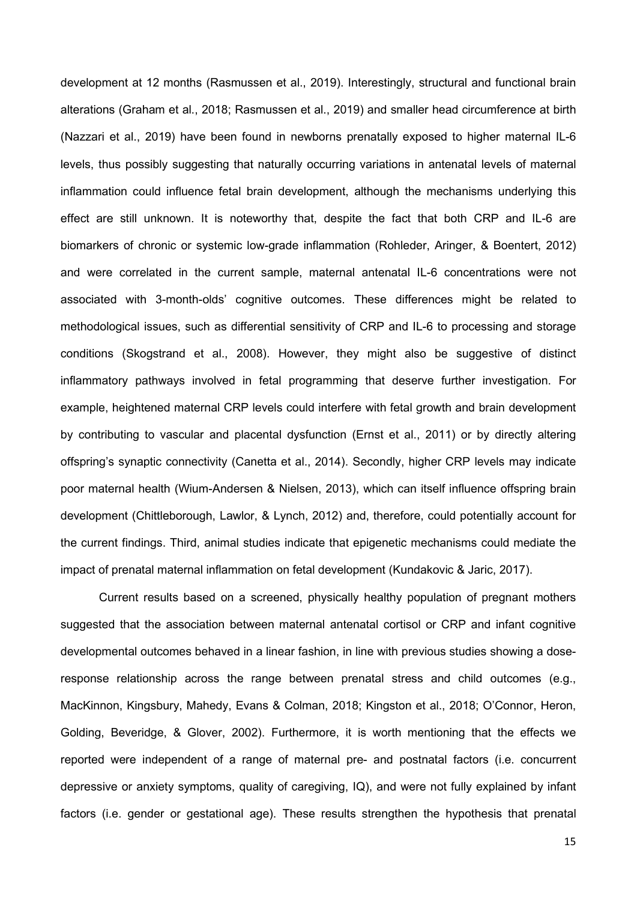development at 12 months (Rasmussen et al., 2019). Interestingly, structural and functional brain alterations (Graham et al., 2018; Rasmussen et al., 2019) and smaller head circumference at birth (Nazzari et al., 2019) have been found in newborns prenatally exposed to higher maternal IL-6 levels, thus possibly suggesting that naturally occurring variations in antenatal levels of maternal inflammation could influence fetal brain development, although the mechanisms underlying this effect are still unknown. It is noteworthy that, despite the fact that both CRP and IL-6 are biomarkers of chronic or systemic low-grade inflammation (Rohleder, Aringer, & Boentert, 2012) and were correlated in the current sample, maternal antenatal IL-6 concentrations were not associated with 3-month-olds' cognitive outcomes. These differences might be related to methodological issues, such as differential sensitivity of CRP and IL-6 to processing and storage conditions (Skogstrand et al., 2008). However, they might also be suggestive of distinct inflammatory pathways involved in fetal programming that deserve further investigation. For example, heightened maternal CRP levels could interfere with fetal growth and brain development by contributing to vascular and placental dysfunction (Ernst et al., 2011) or by directly altering offspring's synaptic connectivity (Canetta et al., 2014). Secondly, higher CRP levels may indicate poor maternal health (Wium-Andersen & Nielsen, 2013), which can itself influence offspring brain development (Chittleborough, Lawlor, & Lynch, 2012) and, therefore, could potentially account for the current findings. Third, animal studies indicate that epigenetic mechanisms could mediate the impact of prenatal maternal inflammation on fetal development (Kundakovic & Jaric, 2017).

Current results based on a screened, physically healthy population of pregnant mothers suggested that the association between maternal antenatal cortisol or CRP and infant cognitive developmental outcomes behaved in a linear fashion, in line with previous studies showing a dose-response relationship across the range between prenatal stress and child outcomes (e.g., MacKinnon, Kingsbury, Mahedy, Evans & Colman, 2018; Kingston et al., 2018; O'Connor, Heron, Golding, Beveridge, & Glover, 2002). Furthermore, it is worth mentioning that the effects we reported were independent of a range of maternal pre- and postnatal factors (i.e. concurrent depressive or anxiety symptoms, quality of caregiving, IQ), and were not fully explained by infant factors (i.e. gender or gestational age). These results strengthen the hypothesis that prenatal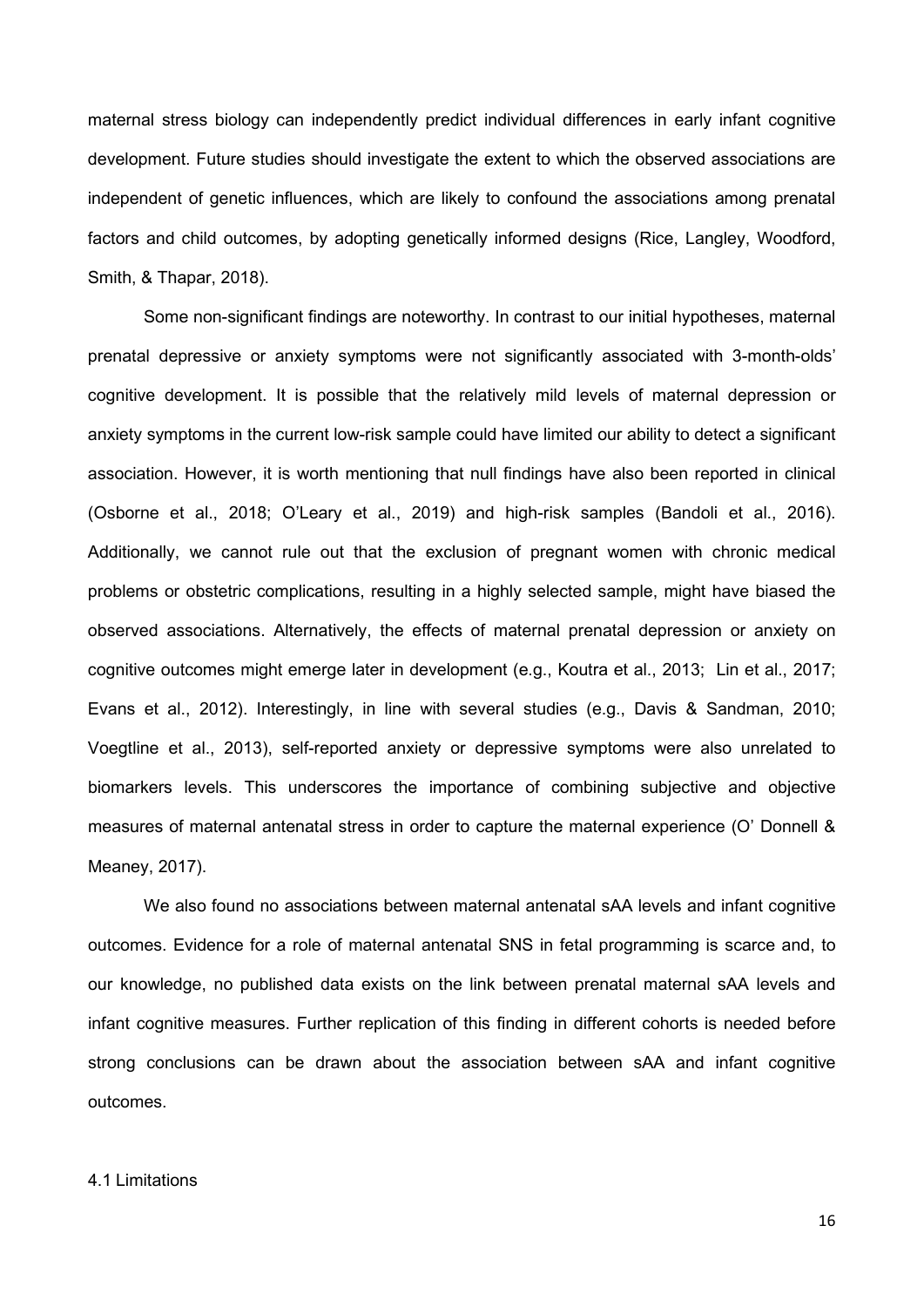maternal stress biology can independently predict individual differences in early infant cognitive development. Future studies should investigate the extent to which the observed associations are independent of genetic influences, which are likely to confound the associations among prenatal factors and child outcomes, by adopting genetically informed designs (Rice, Langley, Woodford, Smith, & Thapar, 2018).

Some non-significant findings are noteworthy. In contrast to our initial hypotheses, maternal prenatal depressive or anxiety symptoms were not significantly associated with 3-month-olds' cognitive development. It is possible that the relatively mild levels of maternal depression or anxiety symptoms in the current low-risk sample could have limited our ability to detect a significant association. However, it is worth mentioning that null findings have also been reported in clinical (Osborne et al., 2018; O'Leary et al., 2019) and high-risk samples (Bandoli et al., 2016). Additionally, we cannot rule out that the exclusion of pregnant women with chronic medical problems or obstetric complications, resulting in a highly selected sample, might have biased the observed associations. Alternatively, the effects of maternal prenatal depression or anxiety on cognitive outcomes might emerge later in development (e.g., Koutra et al., 2013; Lin et al., 2017; Evans et al., 2012). Interestingly, in line with several studies (e.g., Davis & Sandman, 2010; Voegtline et al., 2013), self-reported anxiety or depressive symptoms were also unrelated to biomarkers levels. This underscores the importance of combining subjective and objective measures of maternal antenatal stress in order to capture the maternal experience (O' Donnell & Meaney, 2017).

We also found no associations between maternal antenatal sAA levels and infant cognitive outcomes. Evidence for a role of maternal antenatal SNS in fetal programming is scarce and, to our knowledge, no published data exists on the link between prenatal maternal sAA levels and infant cognitive measures. Further replication of this finding in different cohorts is needed before strong conclusions can be drawn about the association between sAA and infant cognitive outcomes.

## 4.1 Limitations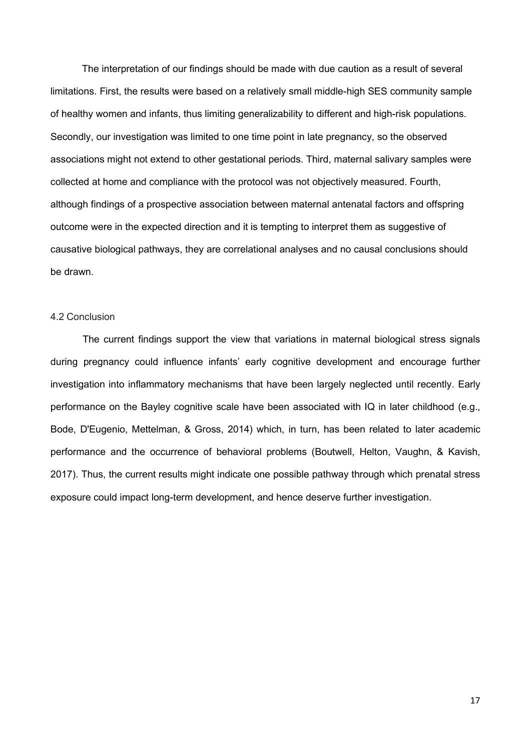The interpretation of our findings should be made with due caution as a result of several limitations. First, the results were based on a relatively small middle-high SES community sample of healthy women and infants, thus limiting generalizability to different and high-risk populations. Secondly, our investigation was limited to one time point in late pregnancy, so the observed associations might not extend to other gestational periods. Third, maternal salivary samples were collected at home and compliance with the protocol was not objectively measured. Fourth, although findings of a prospective association between maternal antenatal factors and offspring outcome were in the expected direction and it is tempting to interpret them as suggestive of causative biological pathways, they are correlational analyses and no causal conclusions should be drawn.

### 4.2 Conclusion

The current findings support the view that variations in maternal biological stress signals during pregnancy could influence infants' early cognitive development and encourage further investigation into inflammatory mechanisms that have been largely neglected until recently. Early performance on the Bayley cognitive scale have been associated with IQ in later childhood (e.g., Bode, D'Eugenio, Mettelman, & Gross, 2014) which, in turn, has been related to later academic performance and the occurrence of behavioral problems (Boutwell, Helton, Vaughn, & Kavish, 2017). Thus, the current results might indicate one possible pathway through which prenatal stress exposure could impact long-term development, and hence deserve further investigation.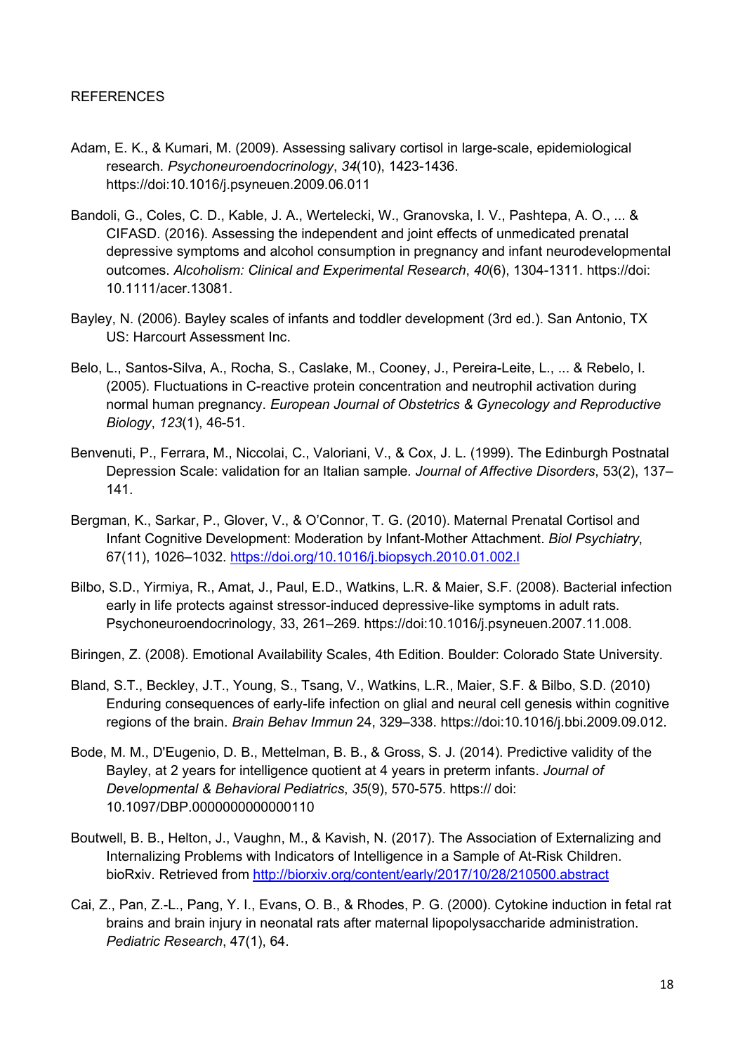REFERENCES

Adam, E. K., & Kumari, M. (2009). Assessing salivary cortisol in large-scale, epidemiological research. *Psychoneuroendocrinology*, *34*(10), 1423-1436. https://doi:10.1016/j.psyneuen.2009.06.011

Bandoli, G., Coles, C. D., Kable, J. A., Wertelecki, W., Granovska, I. V., Pashtepa, A. O., ... & CIFASD. (2016). Assessing the independent and joint effects of unmedicated prenatal depressive symptoms and alcohol consumption in pregnancy and infant neurodevelopmental outcomes. *Alcoholism: Clinical and Experimental Research*, *40*(6), 1304-1311. https://doi: 10.1111/acer.13081.

Bayley, N. (2006). Bayley scales of infants and toddler development (3rd ed.). San Antonio, TX US: Harcourt Assessment Inc.

Belo, L., Santos-Silva, A., Rocha, S., Caslake, M., Cooney, J., Pereira-Leite, L., ... & Rebelo, I. (2005). Fluctuations in C-reactive protein concentration and neutrophil activation during normal human pregnancy. *European Journal of Obstetrics & Gynecology and Reproductive Biology*, *123*(1), 46-51.

Benvenuti, P., Ferrara, M., Niccolai, C., Valoriani, V., & Cox, J. L. (1999). The Edinburgh Postnatal Depression Scale: validation for an Italian sample. *Journal of Affective Disorders*, 53(2), 137–141.

Bergman, K., Sarkar, P., Glover, V., & O'Connor, T. G. (2010). Maternal Prenatal Cortisol and Infant Cognitive Development: Moderation by Infant-Mother Attachment. *Biol Psychiatry*, 67(11), 1026–1032. https://doi.org/10.1016/j.biopsych.2010.01.002.l

Bilbo, S.D., Yirmiya, R., Amat, J., Paul, E.D., Watkins, L.R. & Maier, S.F. (2008). Bacterial infection early in life protects against stressor-induced depressive-like symptoms in adult rats. Psychoneuroendocrinology, 33, 261–269. https://doi:10.1016/j.psyneuen.2007.11.008.

Biringen, Z. (2008). Emotional Availability Scales, 4th Edition. Boulder: Colorado State University.

Bland, S.T., Beckley, J.T., Young, S., Tsang, V., Watkins, L.R., Maier, S.F. & Bilbo, S.D. (2010) Enduring consequences of early-life infection on glial and neural cell genesis within cognitive regions of the brain. *Brain Behav Immun* 24, 329–338. https://doi:10.1016/j.bbi.2009.09.012.

Bode, M. M., D'Eugenio, D. B., Mettelman, B. B., & Gross, S. J. (2014). Predictive validity of the Bayley, at 2 years for intelligence quotient at 4 years in preterm infants. *Journal of Developmental & Behavioral Pediatrics*, *35*(9), 570-575. https:// doi: 10.1097/DBP.0000000000000110

Boutwell, B. B., Helton, J., Vaughn, M., & Kavish, N. (2017). The Association of Externalizing and Internalizing Problems with Indicators of Intelligence in a Sample of At-Risk Children. bioRxiv. Retrieved from http://biorxiv.org/content/early/2017/10/28/210500.abstract

Cai, Z., Pan, Z.-L., Pang, Y. I., Evans, O. B., & Rhodes, P. G. (2000). Cytokine induction in fetal rat brains and brain injury in neonatal rats after maternal lipopolysaccharide administration. *Pediatric Research*, 47(1), 64.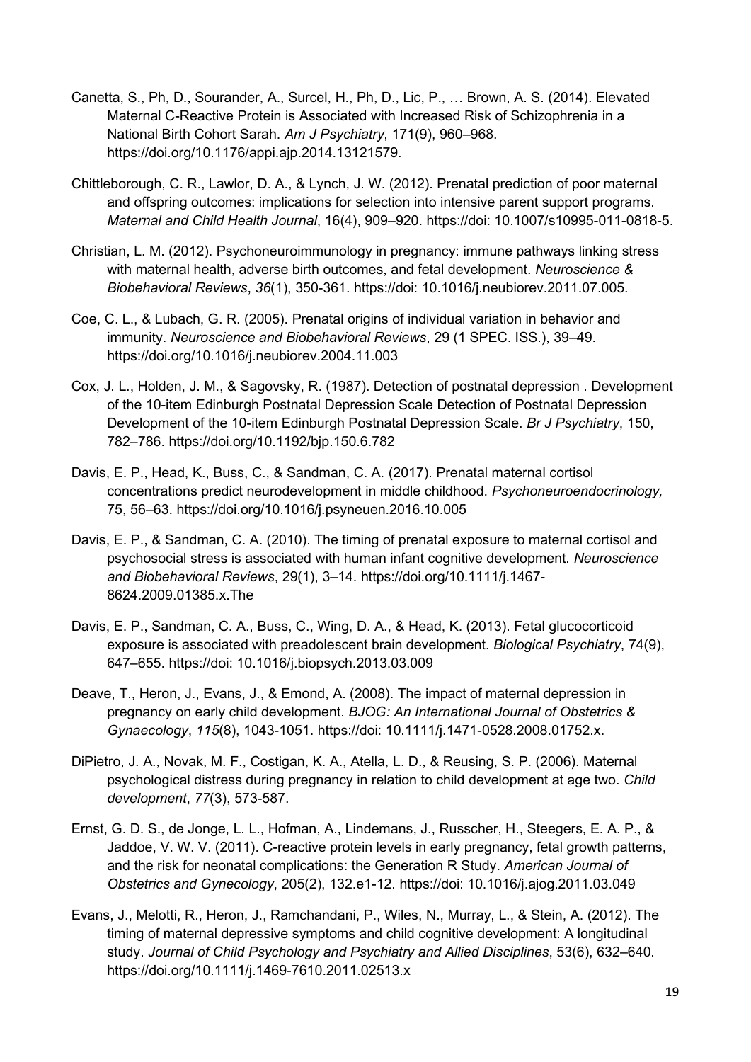Canetta, S., Ph, D., Sourander, A., Surcel, H., Ph, D., Lic, P., … Brown, A. S. (2014). Elevated Maternal C-Reactive Protein is Associated with Increased Risk of Schizophrenia in a National Birth Cohort Sarah. *Am J Psychiatry*, 171(9), 960–968. https://doi.org/10.1176/appi.ajp.2014.13121579.

Chittleborough, C. R., Lawlor, D. A., & Lynch, J. W. (2012). Prenatal prediction of poor maternal and offspring outcomes: implications for selection into intensive parent support programs. *Maternal and Child Health Journal*, 16(4), 909–920. https://doi: 10.1007/s10995-011-0818-5.

Christian, L. M. (2012). Psychoneuroimmunology in pregnancy: immune pathways linking stress with maternal health, adverse birth outcomes, and fetal development. *Neuroscience & Biobehavioral Reviews*, *36*(1), 350-361. https://doi: 10.1016/j.neubiorev.2011.07.005.

Coe, C. L., & Lubach, G. R. (2005). Prenatal origins of individual variation in behavior and immunity. *Neuroscience and Biobehavioral Reviews*, 29 (1 SPEC. ISS.), 39–49. https://doi.org/10.1016/j.neubiorev.2004.11.003

Cox, J. L., Holden, J. M., & Sagovsky, R. (1987). Detection of postnatal depression . Development of the 10-item Edinburgh Postnatal Depression Scale Detection of Postnatal Depression Development of the 10-item Edinburgh Postnatal Depression Scale. *Br J Psychiatry*, 150, 782–786. https://doi.org/10.1192/bjp.150.6.782

Davis, E. P., Head, K., Buss, C., & Sandman, C. A. (2017). Prenatal maternal cortisol concentrations predict neurodevelopment in middle childhood. *Psychoneuroendocrinology,* 75, 56–63. https://doi.org/10.1016/j.psyneuen.2016.10.005

Davis, E. P., & Sandman, C. A. (2010). The timing of prenatal exposure to maternal cortisol and psychosocial stress is associated with human infant cognitive development. *Neuroscience and Biobehavioral Reviews*, 29(1), 3–14. https://doi.org/10.1111/j.1467-8624.2009.01385.x.The

Davis, E. P., Sandman, C. A., Buss, C., Wing, D. A., & Head, K. (2013). Fetal glucocorticoid exposure is associated with preadolescent brain development. *Biological Psychiatry*, 74(9), 647–655. https://doi: 10.1016/j.biopsych.2013.03.009

Deave, T., Heron, J., Evans, J., & Emond, A. (2008). The impact of maternal depression in pregnancy on early child development. *BJOG: An International Journal of Obstetrics & Gynaecology*, *115*(8), 1043-1051. https://doi: 10.1111/j.1471-0528.2008.01752.x.

DiPietro, J. A., Novak, M. F., Costigan, K. A., Atella, L. D., & Reusing, S. P. (2006). Maternal psychological distress during pregnancy in relation to child development at age two. *Child development*, *77*(3), 573-587.

Ernst, G. D. S., de Jonge, L. L., Hofman, A., Lindemans, J., Russcher, H., Steegers, E. A. P., & Jaddoe, V. W. V. (2011). C-reactive protein levels in early pregnancy, fetal growth patterns, and the risk for neonatal complications: the Generation R Study. *American Journal of Obstetrics and Gynecology*, 205(2), 132.e1-12. https://doi: 10.1016/j.ajog.2011.03.049

Evans, J., Melotti, R., Heron, J., Ramchandani, P., Wiles, N., Murray, L., & Stein, A. (2012). The timing of maternal depressive symptoms and child cognitive development: A longitudinal study. *Journal of Child Psychology and Psychiatry and Allied Disciplines*, 53(6), 632–640. https://doi.org/10.1111/j.1469-7610.2011.02513.x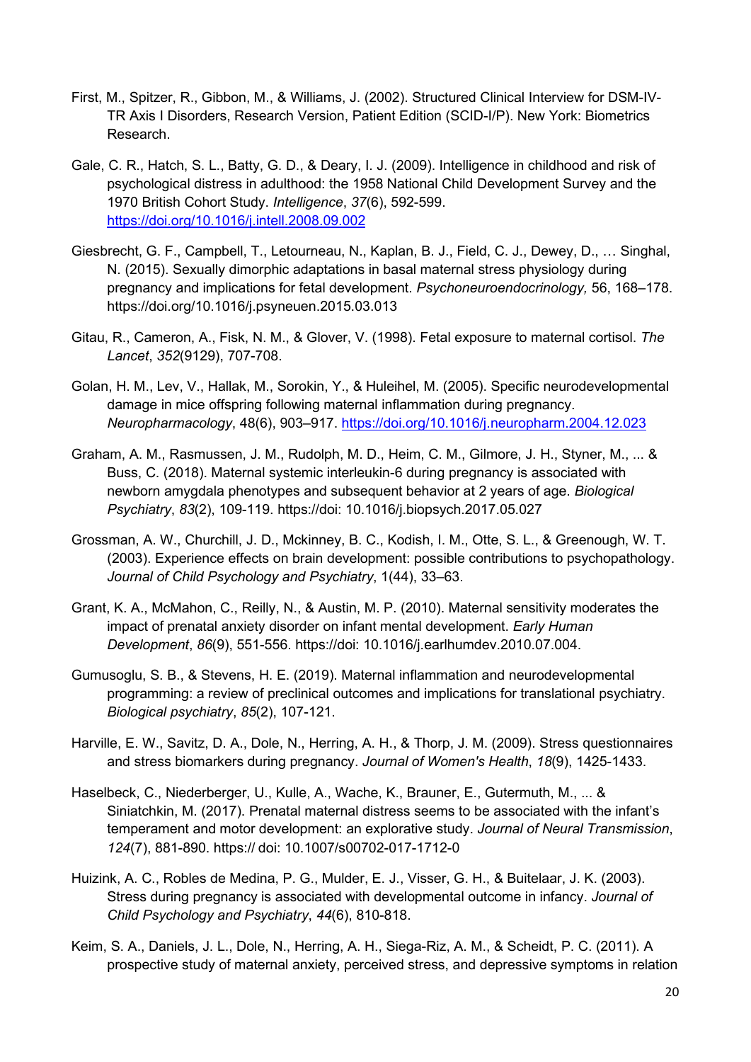First, M., Spitzer, R., Gibbon, M., & Williams, J. (2002). Structured Clinical Interview for DSM-IV-TR Axis I Disorders, Research Version, Patient Edition (SCID-I/P). New York: Biometrics Research.

Gale, C. R., Hatch, S. L., Batty, G. D., & Deary, I. J. (2009). Intelligence in childhood and risk of psychological distress in adulthood: the 1958 National Child Development Survey and the 1970 British Cohort Study. *Intelligence*, *37*(6), 592-599. https://doi.org/10.1016/j.intell.2008.09.002

Giesbrecht, G. F., Campbell, T., Letourneau, N., Kaplan, B. J., Field, C. J., Dewey, D., … Singhal, N. (2015). Sexually dimorphic adaptations in basal maternal stress physiology during pregnancy and implications for fetal development. *Psychoneuroendocrinology,* 56, 168–178. https://doi.org/10.1016/j.psyneuen.2015.03.013

Gitau, R., Cameron, A., Fisk, N. M., & Glover, V. (1998). Fetal exposure to maternal cortisol. *The Lancet*, *352*(9129), 707-708.

Golan, H. M., Lev, V., Hallak, M., Sorokin, Y., & Huleihel, M. (2005). Specific neurodevelopmental damage in mice offspring following maternal inflammation during pregnancy. *Neuropharmacology*, 48(6), 903–917. https://doi.org/10.1016/j.neuropharm.2004.12.023

Graham, A. M., Rasmussen, J. M., Rudolph, M. D., Heim, C. M., Gilmore, J. H., Styner, M., ... & Buss, C. (2018). Maternal systemic interleukin-6 during pregnancy is associated with newborn amygdala phenotypes and subsequent behavior at 2 years of age. *Biological Psychiatry*, *83*(2), 109-119. https://doi: 10.1016/j.biopsych.2017.05.027

Grossman, A. W., Churchill, J. D., Mckinney, B. C., Kodish, I. M., Otte, S. L., & Greenough, W. T. (2003). Experience effects on brain development: possible contributions to psychopathology. *Journal of Child Psychology and Psychiatry*, 1(44), 33–63.

Grant, K. A., McMahon, C., Reilly, N., & Austin, M. P. (2010). Maternal sensitivity moderates the impact of prenatal anxiety disorder on infant mental development. *Early Human Development*, *86*(9), 551-556. https://doi: 10.1016/j.earlhumdev.2010.07.004.

Gumusoglu, S. B., & Stevens, H. E. (2019). Maternal inflammation and neurodevelopmental programming: a review of preclinical outcomes and implications for translational psychiatry. *Biological psychiatry*, *85*(2), 107-121.

Harville, E. W., Savitz, D. A., Dole, N., Herring, A. H., & Thorp, J. M. (2009). Stress questionnaires and stress biomarkers during pregnancy. *Journal of Women's Health*, *18*(9), 1425-1433.

Haselbeck, C., Niederberger, U., Kulle, A., Wache, K., Brauner, E., Gutermuth, M., ... & Siniatchkin, M. (2017). Prenatal maternal distress seems to be associated with the infant's temperament and motor development: an explorative study. *Journal of Neural Transmission*, *124*(7), 881-890. https:// doi: 10.1007/s00702-017-1712-0

Huizink, A. C., Robles de Medina, P. G., Mulder, E. J., Visser, G. H., & Buitelaar, J. K. (2003). Stress during pregnancy is associated with developmental outcome in infancy. *Journal of Child Psychology and Psychiatry*, *44*(6), 810-818.

Keim, S. A., Daniels, J. L., Dole, N., Herring, A. H., Siega-Riz, A. M., & Scheidt, P. C. (2011). A prospective study of maternal anxiety, perceived stress, and depressive symptoms in relation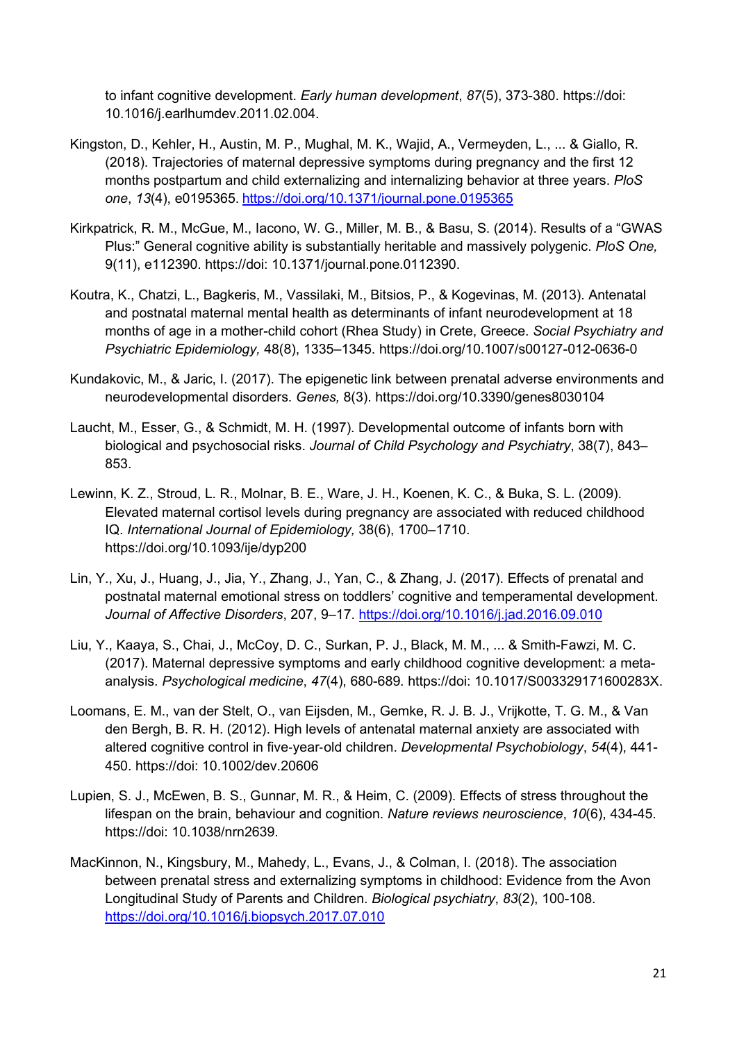to infant cognitive development. *Early human development*, *87*(5), 373-380. https://doi: 10.1016/j.earlhumdev.2011.02.004.

Kingston, D., Kehler, H., Austin, M. P., Mughal, M. K., Wajid, A., Vermeyden, L., ... & Giallo, R. (2018). Trajectories of maternal depressive symptoms during pregnancy and the first 12 months postpartum and child externalizing and internalizing behavior at three years. *PloS one*, *13*(4), e0195365. https://doi.org/10.1371/journal.pone.0195365

Kirkpatrick, R. M., McGue, M., Iacono, W. G., Miller, M. B., & Basu, S. (2014). Results of a "GWAS Plus:" General cognitive ability is substantially heritable and massively polygenic. *PloS One,* 9(11), e112390. https://doi: 10.1371/journal.pone.0112390.

Koutra, K., Chatzi, L., Bagkeris, M., Vassilaki, M., Bitsios, P., & Kogevinas, M. (2013). Antenatal and postnatal maternal mental health as determinants of infant neurodevelopment at 18 months of age in a mother-child cohort (Rhea Study) in Crete, Greece. *Social Psychiatry and Psychiatric Epidemiology,* 48(8), 1335–1345. https://doi.org/10.1007/s00127-012-0636-0

Kundakovic, M., & Jaric, I. (2017). The epigenetic link between prenatal adverse environments and neurodevelopmental disorders. *Genes,* 8(3). https://doi.org/10.3390/genes8030104

Laucht, M., Esser, G., & Schmidt, M. H. (1997). Developmental outcome of infants born with biological and psychosocial risks. *Journal of Child Psychology and Psychiatry*, 38(7), 843–853.

Lewinn, K. Z., Stroud, L. R., Molnar, B. E., Ware, J. H., Koenen, K. C., & Buka, S. L. (2009). Elevated maternal cortisol levels during pregnancy are associated with reduced childhood IQ. *International Journal of Epidemiology,* 38(6), 1700–1710. https://doi.org/10.1093/ije/dyp200

Lin, Y., Xu, J., Huang, J., Jia, Y., Zhang, J., Yan, C., & Zhang, J. (2017). Effects of prenatal and postnatal maternal emotional stress on toddlers' cognitive and temperamental development. *Journal of Affective Disorders*, 207, 9–17. https://doi.org/10.1016/j.jad.2016.09.010

Liu, Y., Kaaya, S., Chai, J., McCoy, D. C., Surkan, P. J., Black, M. M., ... & Smith-Fawzi, M. C. (2017). Maternal depressive symptoms and early childhood cognitive development: a meta-analysis. *Psychological medicine*, *47*(4), 680-689. https://doi: 10.1017/S003329171600283X.

Loomans, E. M., van der Stelt, O., van Eijsden, M., Gemke, R. J. B. J., Vrijkotte, T. G. M., & Van den Bergh, B. R. H. (2012). High levels of antenatal maternal anxiety are associated with altered cognitive control in five-year-old children. *Developmental Psychobiology*, *54*(4), 441-450. https://doi: 10.1002/dev.20606

Lupien, S. J., McEwen, B. S., Gunnar, M. R., & Heim, C. (2009). Effects of stress throughout the lifespan on the brain, behaviour and cognition. *Nature reviews neuroscience*, *10*(6), 434-45. https://doi: 10.1038/nrn2639.

MacKinnon, N., Kingsbury, M., Mahedy, L., Evans, J., & Colman, I. (2018). The association between prenatal stress and externalizing symptoms in childhood: Evidence from the Avon Longitudinal Study of Parents and Children. *Biological psychiatry*, *83*(2), 100-108. https://doi.org/10.1016/j.biopsych.2017.07.010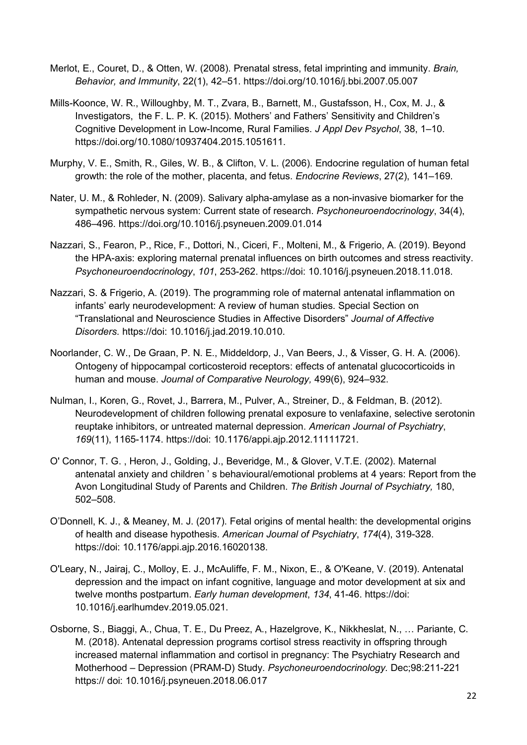Merlot, E., Couret, D., & Otten, W. (2008). Prenatal stress, fetal imprinting and immunity. *Brain, Behavior, and Immunity*, 22(1), 42–51. https://doi.org/10.1016/j.bbi.2007.05.007

Mills-Koonce, W. R., Willoughby, M. T., Zvara, B., Barnett, M., Gustafsson, H., Cox, M. J., & Investigators, the F. L. P. K. (2015). Mothers' and Fathers' Sensitivity and Children's Cognitive Development in Low-Income, Rural Families. *J Appl Dev Psychol*, 38, 1–10. https://doi.org/10.1080/10937404.2015.1051611.

Murphy, V. E., Smith, R., Giles, W. B., & Clifton, V. L. (2006). Endocrine regulation of human fetal growth: the role of the mother, placenta, and fetus. *Endocrine Reviews*, 27(2), 141–169.

Nater, U. M., & Rohleder, N. (2009). Salivary alpha-amylase as a non-invasive biomarker for the sympathetic nervous system: Current state of research. *Psychoneuroendocrinology*, 34(4), 486–496. https://doi.org/10.1016/j.psyneuen.2009.01.014

Nazzari, S., Fearon, P., Rice, F., Dottori, N., Ciceri, F., Molteni, M., & Frigerio, A. (2019). Beyond the HPA-axis: exploring maternal prenatal influences on birth outcomes and stress reactivity. *Psychoneuroendocrinology*, *101*, 253-262. https://doi: 10.1016/j.psyneuen.2018.11.018.

Nazzari, S. & Frigerio, A. (2019). The programming role of maternal antenatal inflammation on infants' early neurodevelopment: A review of human studies. Special Section on "Translational and Neuroscience Studies in Affective Disorders" *Journal of Affective Disorders.* https://doi: 10.1016/j.jad.2019.10.010.

Noorlander, C. W., De Graan, P. N. E., Middeldorp, J., Van Beers, J., & Visser, G. H. A. (2006). Ontogeny of hippocampal corticosteroid receptors: effects of antenatal glucocorticoids in human and mouse. *Journal of Comparative Neurology,* 499(6), 924–932.

Nulman, I., Koren, G., Rovet, J., Barrera, M., Pulver, A., Streiner, D., & Feldman, B. (2012). Neurodevelopment of children following prenatal exposure to venlafaxine, selective serotonin reuptake inhibitors, or untreated maternal depression. *American Journal of Psychiatry*, *169*(11), 1165-1174. https://doi: 10.1176/appi.ajp.2012.11111721.

O' Connor, T. G. , Heron, J., Golding, J., Beveridge, M., & Glover, V.T.E. (2002). Maternal antenatal anxiety and children ' s behavioural/emotional problems at 4 years: Report from the Avon Longitudinal Study of Parents and Children. *The British Journal of Psychiatry,* 180, 502–508.

O'Donnell, K. J., & Meaney, M. J. (2017). Fetal origins of mental health: the developmental origins of health and disease hypothesis. *American Journal of Psychiatry*, *174*(4), 319-328. https://doi: 10.1176/appi.ajp.2016.16020138.

O'Leary, N., Jairaj, C., Molloy, E. J., McAuliffe, F. M., Nixon, E., & O'Keane, V. (2019). Antenatal depression and the impact on infant cognitive, language and motor development at six and twelve months postpartum. *Early human development*, *134*, 41-46. https://doi: 10.1016/j.earlhumdev.2019.05.021.

Osborne, S., Biaggi, A., Chua, T. E., Du Preez, A., Hazelgrove, K., Nikkheslat, N., … Pariante, C. M. (2018). Antenatal depression programs cortisol stress reactivity in offspring through increased maternal inflammation and cortisol in pregnancy: The Psychiatry Research and Motherhood – Depression (PRAM-D) Study. *Psychoneuroendocrinology.* Dec;98:211-221 https:// doi: 10.1016/j.psyneuen.2018.06.017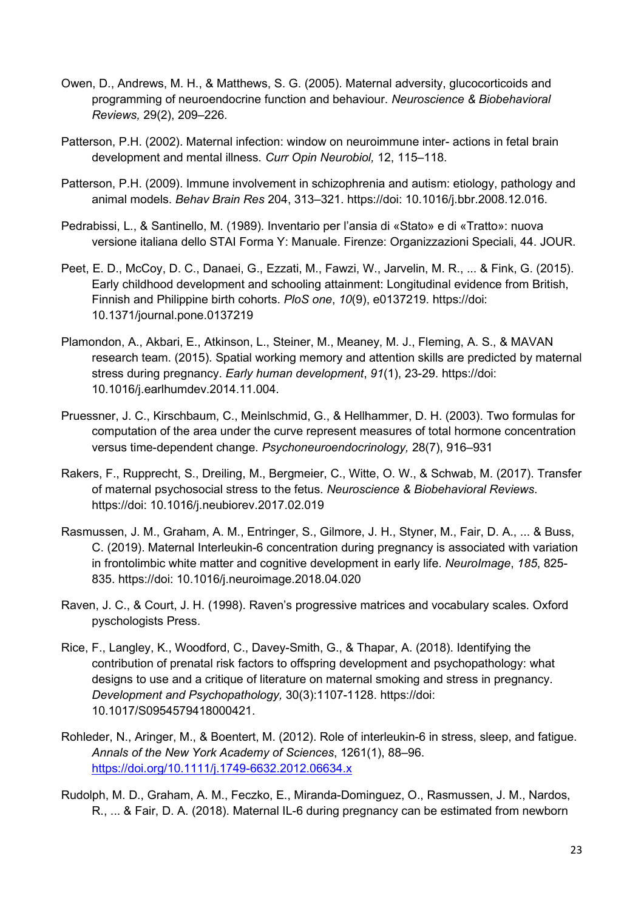Owen, D., Andrews, M. H., & Matthews, S. G. (2005). Maternal adversity, glucocorticoids and programming of neuroendocrine function and behaviour. *Neuroscience & Biobehavioral Reviews,* 29(2), 209–226.

Patterson, P.H. (2002). Maternal infection: window on neuroimmune inter- actions in fetal brain development and mental illness. *Curr Opin Neurobiol,* 12, 115–118.

Patterson, P.H. (2009). Immune involvement in schizophrenia and autism: etiology, pathology and animal models. *Behav Brain Res* 204, 313–321. https://doi: 10.1016/j.bbr.2008.12.016.

Pedrabissi, L., & Santinello, M. (1989). Inventario per l'ansia di «Stato» e di «Tratto»: nuova versione italiana dello STAI Forma Y: Manuale. Firenze: Organizzazioni Speciali, 44. JOUR.

Peet, E. D., McCoy, D. C., Danaei, G., Ezzati, M., Fawzi, W., Jarvelin, M. R., ... & Fink, G. (2015). Early childhood development and schooling attainment: Longitudinal evidence from British, Finnish and Philippine birth cohorts. *PloS one*, *10*(9), e0137219. https://doi: 10.1371/journal.pone.0137219

Plamondon, A., Akbari, E., Atkinson, L., Steiner, M., Meaney, M. J., Fleming, A. S., & MAVAN research team. (2015). Spatial working memory and attention skills are predicted by maternal stress during pregnancy. *Early human development*, *91*(1), 23-29. https://doi: 10.1016/j.earlhumdev.2014.11.004.

Pruessner, J. C., Kirschbaum, C., Meinlschmid, G., & Hellhammer, D. H. (2003). Two formulas for computation of the area under the curve represent measures of total hormone concentration versus time-dependent change. *Psychoneuroendocrinology,* 28(7), 916–931

Rakers, F., Rupprecht, S., Dreiling, M., Bergmeier, C., Witte, O. W., & Schwab, M. (2017). Transfer of maternal psychosocial stress to the fetus. *Neuroscience & Biobehavioral Reviews*. https://doi: 10.1016/j.neubiorev.2017.02.019

Rasmussen, J. M., Graham, A. M., Entringer, S., Gilmore, J. H., Styner, M., Fair, D. A., ... & Buss, C. (2019). Maternal Interleukin-6 concentration during pregnancy is associated with variation in frontolimbic white matter and cognitive development in early life. *NeuroImage*, *185*, 825-835. https://doi: 10.1016/j.neuroimage.2018.04.020

Raven, J. C., & Court, J. H. (1998). Raven's progressive matrices and vocabulary scales. Oxford pyschologists Press.

Rice, F., Langley, K., Woodford, C., Davey-Smith, G., & Thapar, A. (2018). Identifying the contribution of prenatal risk factors to offspring development and psychopathology: what designs to use and a critique of literature on maternal smoking and stress in pregnancy. *Development and Psychopathology,* 30(3):1107-1128. https://doi: 10.1017/S0954579418000421.

Rohleder, N., Aringer, M., & Boentert, M. (2012). Role of interleukin-6 in stress, sleep, and fatigue. *Annals of the New York Academy of Sciences*, 1261(1), 88–96. https://doi.org/10.1111/j.1749-6632.2012.06634.x

Rudolph, M. D., Graham, A. M., Feczko, E., Miranda-Dominguez, O., Rasmussen, J. M., Nardos, R., ... & Fair, D. A. (2018). Maternal IL-6 during pregnancy can be estimated from newborn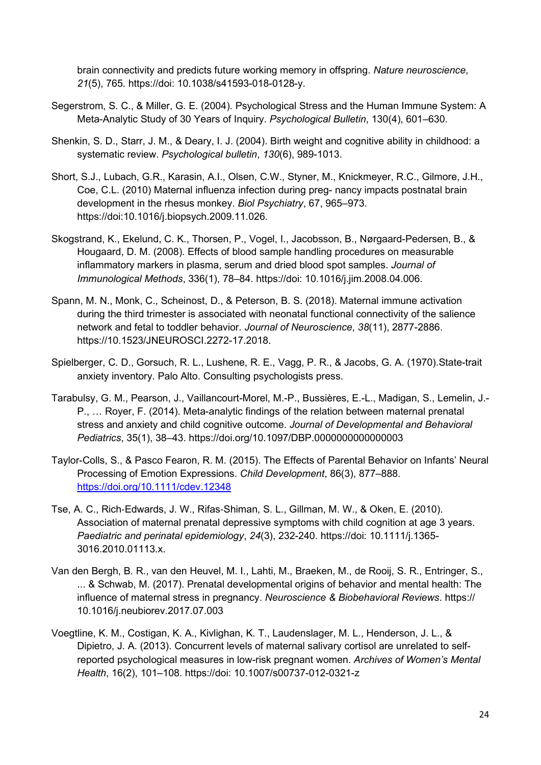brain connectivity and predicts future working memory in offspring. *Nature neuroscience*, *21*(5), 765. https://doi: 10.1038/s41593-018-0128-y.

Segerstrom, S. C., & Miller, G. E. (2004). Psychological Stress and the Human Immune System: A Meta-Analytic Study of 30 Years of Inquiry. *Psychological Bulletin*, 130(4), 601–630.

Shenkin, S. D., Starr, J. M., & Deary, I. J. (2004). Birth weight and cognitive ability in childhood: a systematic review. *Psychological bulletin*, *130*(6), 989-1013.

Short, S.J., Lubach, G.R., Karasin, A.I., Olsen, C.W., Styner, M., Knickmeyer, R.C., Gilmore, J.H., Coe, C.L. (2010) Maternal influenza infection during preg- nancy impacts postnatal brain development in the rhesus monkey. *Biol Psychiatry*, 67, 965–973. https://doi:10.1016/j.biopsych.2009.11.026.

Skogstrand, K., Ekelund, C. K., Thorsen, P., Vogel, I., Jacobsson, B., Nørgaard-Pedersen, B., & Hougaard, D. M. (2008). Effects of blood sample handling procedures on measurable inflammatory markers in plasma, serum and dried blood spot samples. *Journal of Immunological Methods*, 336(1), 78–84. https://doi: 10.1016/j.jim.2008.04.006.

Spann, M. N., Monk, C., Scheinost, D., & Peterson, B. S. (2018). Maternal immune activation during the third trimester is associated with neonatal functional connectivity of the salience network and fetal to toddler behavior. *Journal of Neuroscience*, *38*(11), 2877-2886. https://10.1523/JNEUROSCI.2272-17.2018.

Spielberger, C. D., Gorsuch, R. L., Lushene, R. E., Vagg, P. R., & Jacobs, G. A. (1970).State-trait anxiety inventory. Palo Alto. Consulting psychologists press.

Tarabulsy, G. M., Pearson, J., Vaillancourt-Morel, M.-P., Bussières, E.-L., Madigan, S., Lemelin, J.-P., … Royer, F. (2014). Meta-analytic findings of the relation between maternal prenatal stress and anxiety and child cognitive outcome. *Journal of Developmental and Behavioral Pediatrics*, 35(1), 38–43. https://doi.org/10.1097/DBP.0000000000000003

Taylor-Colls, S., & Pasco Fearon, R. M. (2015). The Effects of Parental Behavior on Infants' Neural Processing of Emotion Expressions. *Child Development*, 86(3), 877–888. https://doi.org/10.1111/cdev.12348

Tse, A. C., Rich-Edwards, J. W., Rifas-Shiman, S. L., Gillman, M. W., & Oken, E. (2010). Association of maternal prenatal depressive symptoms with child cognition at age 3 years. *Paediatric and perinatal epidemiology*, *24*(3), 232-240. https://doi: 10.1111/j.1365-3016.2010.01113.x.

Van den Bergh, B. R., van den Heuvel, M. I., Lahti, M., Braeken, M., de Rooij, S. R., Entringer, S., ... & Schwab, M. (2017). Prenatal developmental origins of behavior and mental health: The influence of maternal stress in pregnancy. *Neuroscience & Biobehavioral Reviews*. https:// 10.1016/j.neubiorev.2017.07.003

Voegtline, K. M., Costigan, K. A., Kivlighan, K. T., Laudenslager, M. L., Henderson, J. L., & Dipietro, J. A. (2013). Concurrent levels of maternal salivary cortisol are unrelated to self-reported psychological measures in low-risk pregnant women. *Archives of Women's Mental Health*, 16(2), 101–108. https://doi: 10.1007/s00737-012-0321-z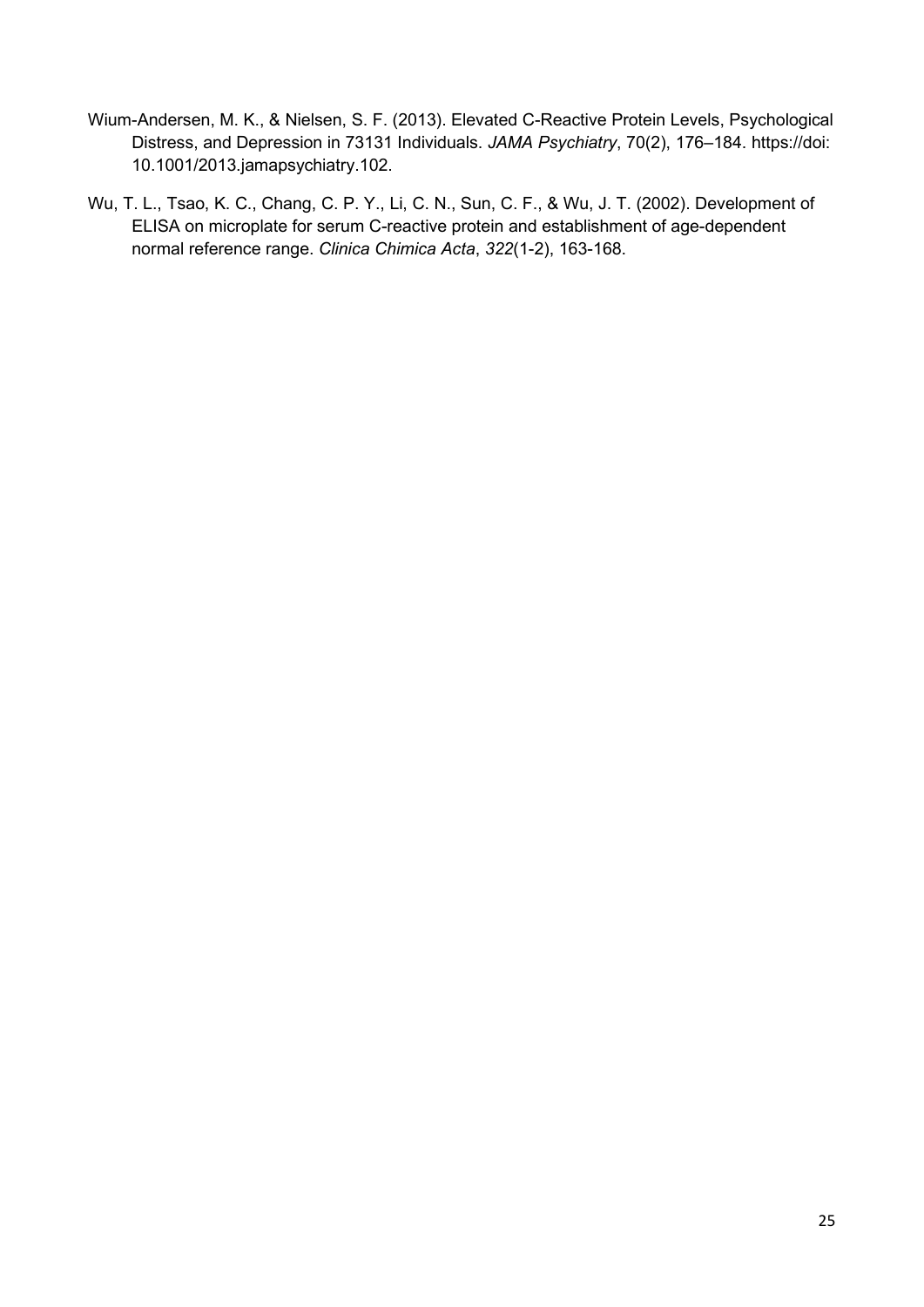Wium-Andersen, M. K., & Nielsen, S. F. (2013). Elevated C-Reactive Protein Levels, Psychological Distress, and Depression in 73131 Individuals. *JAMA Psychiatry*, 70(2), 176–184. https://doi: 10.1001/2013.jamapsychiatry.102.

Wu, T. L., Tsao, K. C., Chang, C. P. Y., Li, C. N., Sun, C. F., & Wu, J. T. (2002). Development of ELISA on microplate for serum C-reactive protein and establishment of age-dependent normal reference range. *Clinica Chimica Acta*, *322*(1-2), 163-168.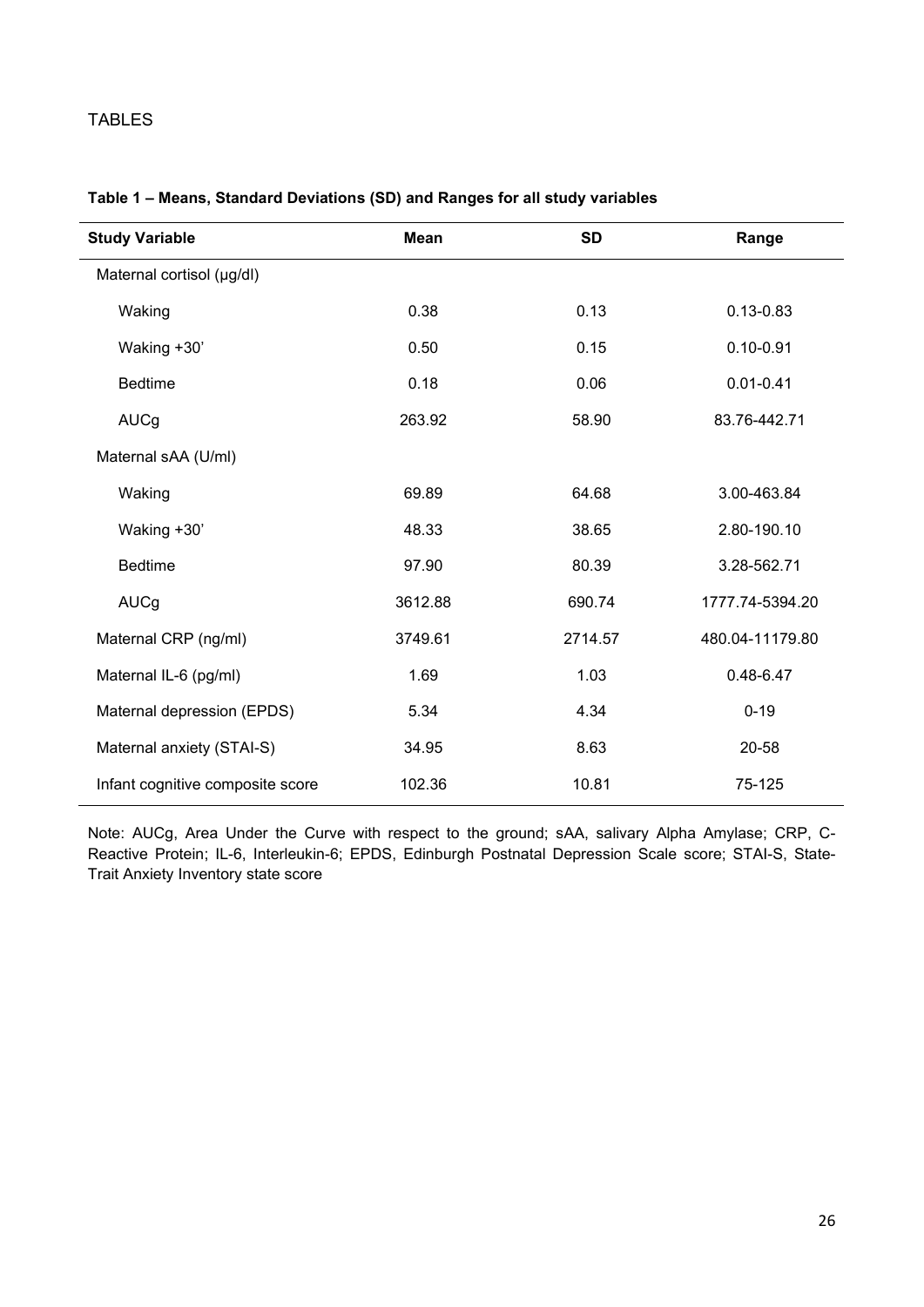TABLES

**Table 1 – Means, Standard Deviations (SD) and Ranges for all study variables**

| Study Variable | Mean | SD | Range |
|---|---|---|---|
| Maternal cortisol (µg/dl) | | | |
| Waking | 0.38 | 0.13 | 0.13-0.83 |
| Waking +30' | 0.50 | 0.15 | 0.10-0.91 |
| Bedtime | 0.18 | 0.06 | 0.01-0.41 |
| AUCg | 263.92 | 58.90 | 83.76-442.71 |
| Maternal sAA (U/ml) | | | |
| Waking | 69.89 | 64.68 | 3.00-463.84 |
| Waking +30' | 48.33 | 38.65 | 2.80-190.10 |
| Bedtime | 97.90 | 80.39 | 3.28-562.71 |
| AUCg | 3612.88 | 690.74 | 1777.74-5394.20 |
| Maternal CRP (ng/ml) | 3749.61 | 2714.57 | 480.04-11179.80 |
| Maternal IL-6 (pg/ml) | 1.69 | 1.03 | 0.48-6.47 |
| Maternal depression (EPDS) | 5.34 | 4.34 | 0-19 |
| Maternal anxiety (STAI-S) | 34.95 | 8.63 | 20-58 |
| Infant cognitive composite score | 102.36 | 10.81 | 75-125 |

Note: AUCg, Area Under the Curve with respect to the ground; sAA, salivary Alpha Amylase; CRP, C-Reactive Protein; IL-6, Interleukin-6; EPDS, Edinburgh Postnatal Depression Scale score; STAI-S, State-Trait Anxiety Inventory state score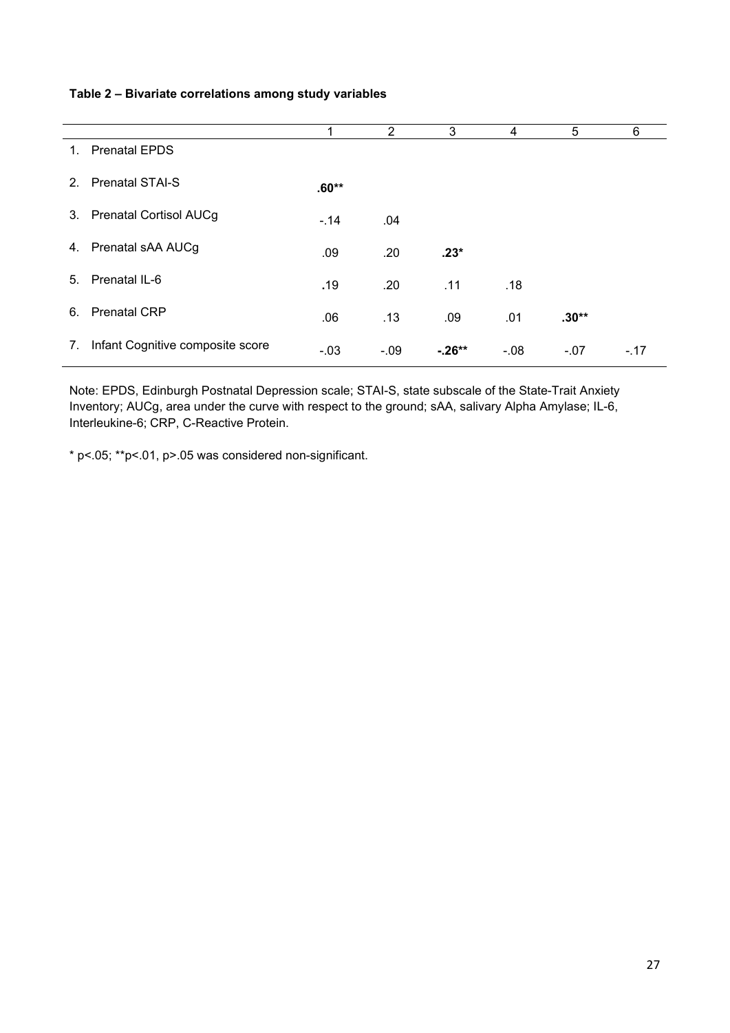**Table 2 – Bivariate correlations among study variables**

| | 1 | 2 | 3 | 4 | 5 | 6 |
|---|---|---|---|---|---|---|
| 1. Prenatal EPDS | | | | | | |
| 2. Prenatal STAI-S | **.60**** | | | | | |
| 3. Prenatal Cortisol AUCg | -.14 | .04 | | | | |
| 4. Prenatal sAA AUCg | .09 | .20 | **.23*** | | | |
| 5. Prenatal IL-6 | .19 | .20 | .11 | .18 | | |
| 6. Prenatal CRP | .06 | .13 | .09 | .01 | **.30**** | |
| 7. Infant Cognitive composite score | -.03 | -.09 | **-.26**** | -.08 | -.07 | -.17 |

Note: EPDS, Edinburgh Postnatal Depression scale; STAI-S, state subscale of the State-Trait Anxiety Inventory; AUCg, area under the curve with respect to the ground; sAA, salivary Alpha Amylase; IL-6, Interleukine-6; CRP, C-Reactive Protein.

* $p<.05$; ** $p<.01$, $p>.05$ was considered non-significant.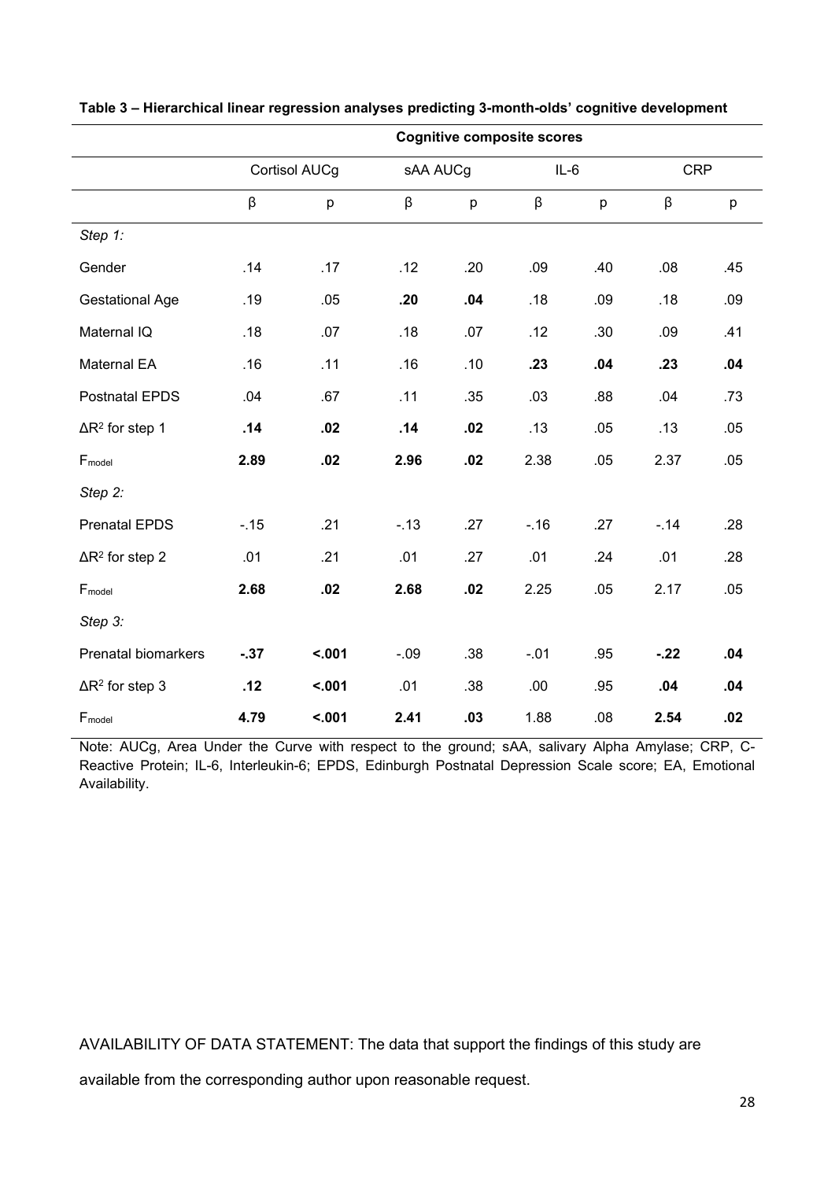**Table 3 – Hierarchical linear regression analyses predicting 3-month-olds' cognitive development**

| | Cognitive composite scores | | | | | | | |
|---|---|---|---|---|---|---|---|---|
| | Cortisol AUCg | | sAA AUCg | | IL-6 | | CRP | |
| | β | p | β | p | β | p | β | p |
| *Step 1:* | | | | | | | | |
| Gender | .14 | .17 | .12 | .20 | .09 | .40 | .08 | .45 |
| Gestational Age | .19 | .05 | **.20** | **.04** | .18 | .09 | .18 | .09 |
| Maternal IQ | .18 | .07 | .18 | .07 | .12 | .30 | .09 | .41 |
| Maternal EA | .16 | .11 | .16 | .10 | **.23** | **.04** | **.23** | **.04** |
| Postnatal EPDS | .04 | .67 | .11 | .35 | .03 | .88 | .04 | .73 |
| $\Delta R^2$ for step 1 | **.14** | **.02** | **.14** | **.02** | .13 | .05 | .13 | .05 |
| $F_{model}$ | **2.89** | **.02** | **2.96** | **.02** | 2.38 | .05 | 2.37 | .05 |
| *Step 2:* | | | | | | | | |
| Prenatal EPDS | -.15 | .21 | -.13 | .27 | -.16 | .27 | -.14 | .28 |
| $\Delta R^2$ for step 2 | .01 | .21 | .01 | .27 | .01 | .24 | .01 | .28 |
| $F_{model}$ | **2.68** | **.02** | **2.68** | **.02** | 2.25 | .05 | 2.17 | .05 |
| *Step 3:* | | | | | | | | |
| Prenatal biomarkers | **-.37** | **<.001** | -.09 | .38 | -.01 | .95 | **-.22** | **.04** |
| $\Delta R^2$ for step 3 | **.12** | **<.001** | .01 | .38 | .00 | .95 | **.04** | **.04** |
| $F_{model}$ | **4.79** | **<.001** | 2.41 | .03 | 1.88 | .08 | **2.54** | **.02** |

Note: AUCg, Area Under the Curve with respect to the ground; sAA, salivary Alpha Amylase; CRP, C-Reactive Protein; IL-6, Interleukin-6; EPDS, Edinburgh Postnatal Depression Scale score; EA, Emotional Availability.

AVAILABILITY OF DATA STATEMENT: The data that support the findings of this study are available from the corresponding author upon reasonable request.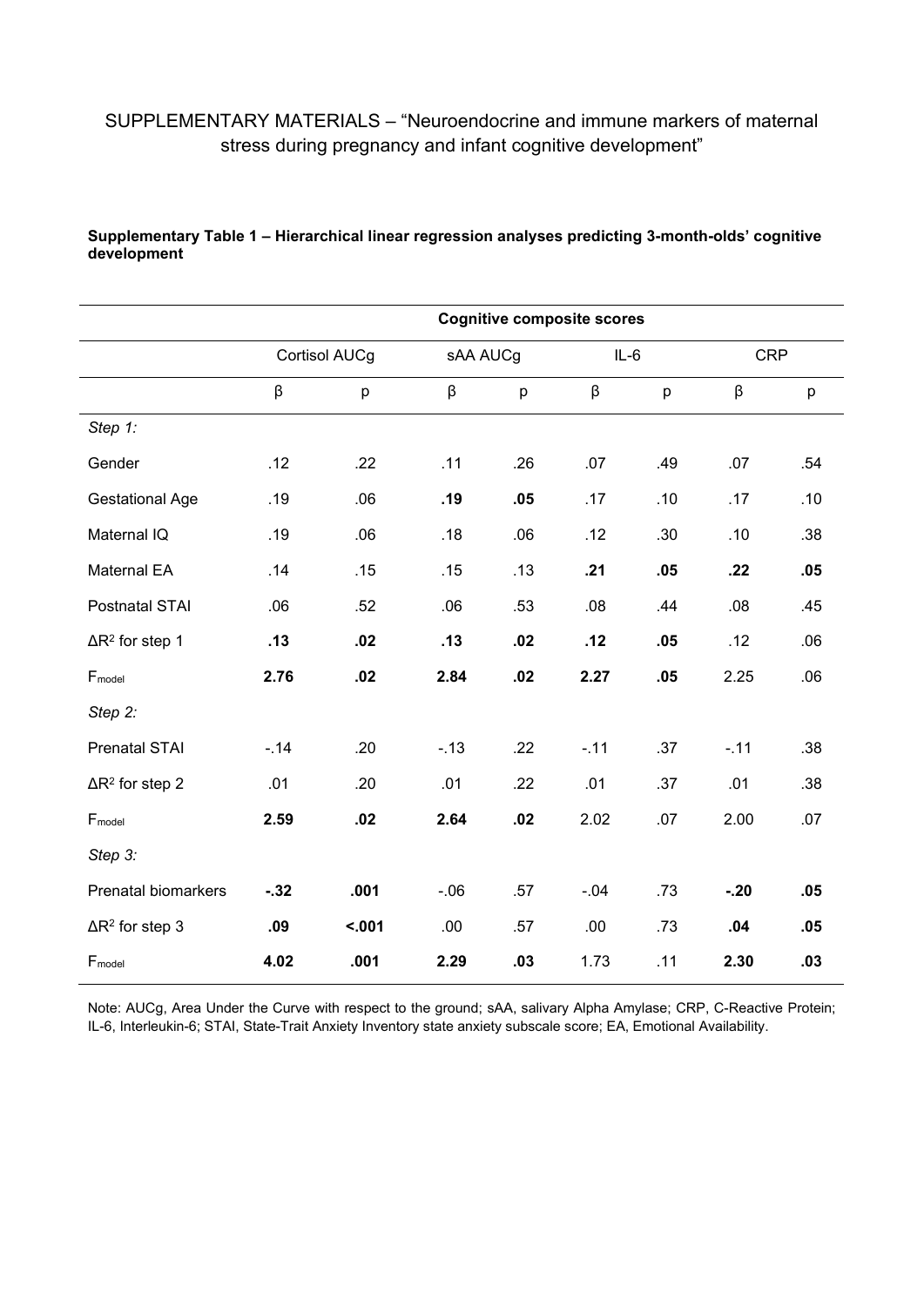SUPPLEMENTARY MATERIALS – "Neuroendocrine and immune markers of maternal stress during pregnancy and infant cognitive development"

**Supplementary Table 1 – Hierarchical linear regression analyses predicting 3-month-olds' cognitive development**

| | Cognitive composite scores | | | | | | | |
|---|---|---|---|---|---|---|---|---|
| | Cortisol AUCg | | sAA AUCg | | IL-6 | | CRP | |
| | β | p | β | p | β | p | β | p |
| *Step 1:* | | | | | | | | |
| Gender | .12 | .22 | .11 | .26 | .07 | .49 | .07 | .54 |
| Gestational Age | .19 | .06 | **.19** | **.05** | .17 | .10 | .17 | .10 |
| Maternal IQ | .19 | .06 | .18 | .06 | .12 | .30 | .10 | .38 |
| Maternal EA | .14 | .15 | .15 | .13 | **.21** | **.05** | **.22** | **.05** |
| Postnatal STAI | .06 | .52 | .06 | .53 | .08 | .44 | .08 | .45 |
| $\Delta R^2$ for step 1 | **.13** | **.02** | **.13** | **.02** | **.12** | **.05** | .12 | .06 |
| $F_{model}$ | **2.76** | **.02** | **2.84** | **.02** | **2.27** | **.05** | 2.25 | .06 |
| *Step 2:* | | | | | | | | |
| Prenatal STAI | -.14 | .20 | -.13 | .22 | -.11 | .37 | -.11 | .38 |
| $\Delta R^2$ for step 2 | .01 | .20 | .01 | .22 | .01 | .37 | .01 | .38 |
| $F_{model}$ | **2.59** | **.02** | **2.64** | **.02** | 2.02 | .07 | 2.00 | .07 |
| *Step 3:* | | | | | | | | |
| Prenatal biomarkers | **-.32** | **.001** | -.06 | .57 | -.04 | .73 | **-.20** | **.05** |
| $\Delta R^2$ for step 3 | **.09** | **<.001** | .00 | .57 | .00 | .73 | **.04** | **.05** |
| $F_{model}$ | **4.02** | **.001** | **2.29** | **.03** | 1.73 | .11 | **2.30** | **.03** |

Note: AUCg, Area Under the Curve with respect to the ground; sAA, salivary Alpha Amylase; CRP, C-Reactive Protein; IL-6, Interleukin-6; STAI, State-Trait Anxiety Inventory state anxiety subscale score; EA, Emotional Availability.